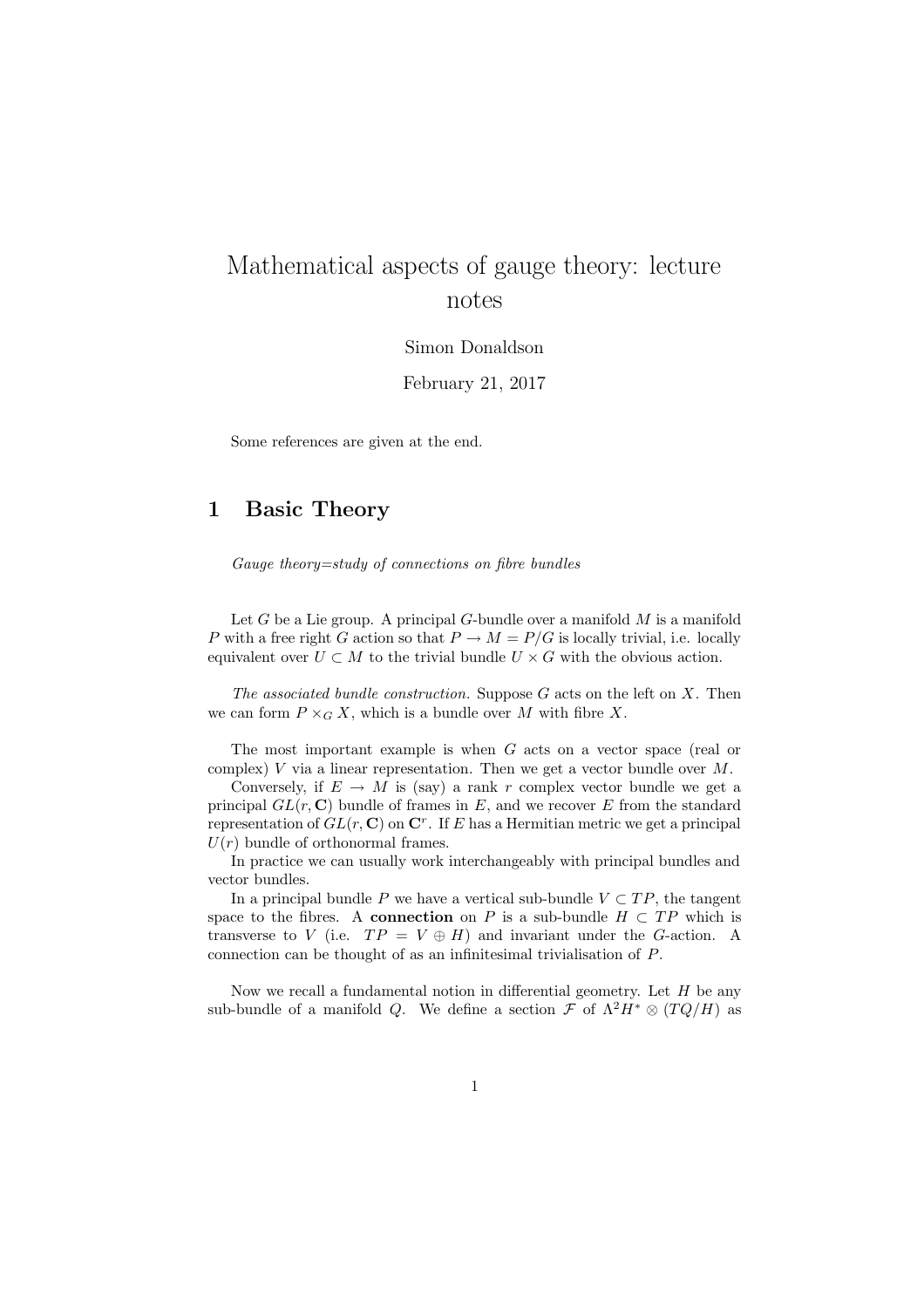# Mathematical aspects of gauge theory: lecture notes

Simon Donaldson

February 21, 2017

Some references are given at the end.

## 1 Basic Theory

*Gauge theory=study of connections on fibre bundles*

Let $G$ be a Lie group. A principal $G$-bundle over a manifold $M$ is a manifold $P$ with a free right $G$ action so that $P \to M = P/G$ is locally trivial, i.e. locally equivalent over $U \subset M$ to the trivial bundle $U \times G$ with the obvious action.

*The associated bundle construction.* Suppose $G$ acts on the left on $X$. Then we can form $P \times_G X$, which is a bundle over $M$ with fibre $X$.

The most important example is when $G$ acts on a vector space (real or complex) $V$ via a linear representation. Then we get a vector bundle over $M$.

Conversely, if $E \to M$ is (say) a rank $r$ complex vector bundle we get a principal $GL(r, \mathbf{C})$ bundle of frames in $E$, and we recover $E$ from the standard representation of $GL(r, \mathbf{C})$ on $\mathbf{C}^r$. If $E$ has a Hermitian metric we get a principal $U(r)$ bundle of orthonormal frames.

In practice we can usually work interchangeably with principal bundles and vector bundles.

In a principal bundle $P$ we have a vertical sub-bundle $V \subset TP$, the tangent space to the fibres. A **connection** on $P$ is a sub-bundle $H \subset TP$ which is transverse to $V$ (i.e. $TP = V \oplus H$) and invariant under the $G$-action. A connection can be thought of as an infinitesimal trivialisation of $P$.

Now we recall a fundamental notion in differential geometry. Let $H$ be any sub-bundle of a manifold $Q$. We define a section $\mathcal{F}$ of $\Lambda^2 H^* \otimes (TQ/H)$ as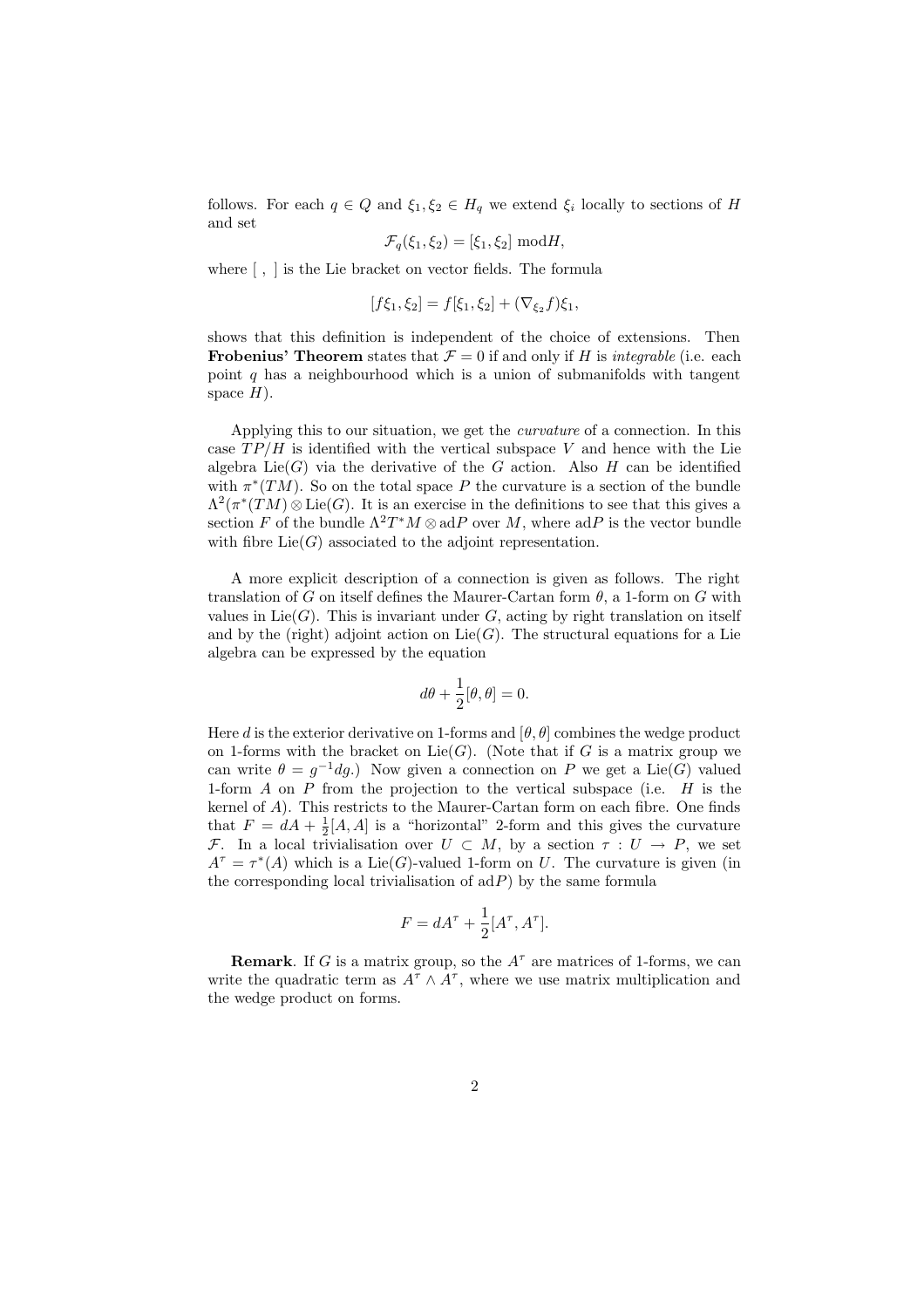follows. For each $q \in Q$ and $\xi_1, \xi_2 \in H_q$ we extend $\xi_i$ locally to sections of $H$ and set

$$\mathcal{F}_q(\xi_1, \xi_2) = [\xi_1, \xi_2] \bmod H,$$

where $[\ ,\ ]$ is the Lie bracket on vector fields. The formula

$$[f\xi_1, \xi_2] = f[\xi_1, \xi_2] + (\nabla_{\xi_2} f)\xi_1,$$

shows that this definition is independent of the choice of extensions. Then **Frobenius' Theorem** states that $\mathcal{F} = 0$ if and only if $H$ is *integrable* (i.e. each point $q$ has a neighbourhood which is a union of submanifolds with tangent space $H$).

Applying this to our situation, we get the *curvature* of a connection. In this case $TP/H$ is identified with the vertical subspace $V$ and hence with the Lie algebra $\mathrm{Lie}(G)$ via the derivative of the $G$ action. Also $H$ can be identified with $\pi^*(TM)$. So on the total space $P$ the curvature is a section of the bundle $\Lambda^2(\pi^*(TM) \otimes \mathrm{Lie}(G)$. It is an exercise in the definitions to see that this gives a section $F$ of the bundle $\Lambda^2 T^*M \otimes \mathrm{ad}P$ over $M$, where $\mathrm{ad}P$ is the vector bundle with fibre $\mathrm{Lie}(G)$ associated to the adjoint representation.

A more explicit description of a connection is given as follows. The right translation of $G$ on itself defines the Maurer-Cartan form $\theta$, a 1-form on $G$ with values in $\mathrm{Lie}(G)$. This is invariant under $G$, acting by right translation on itself and by the (right) adjoint action on $\mathrm{Lie}(G)$. The structural equations for a Lie algebra can be expressed by the equation

$$d\theta + \frac{1}{2}[\theta, \theta] = 0.$$

Here $d$ is the exterior derivative on 1-forms and $[\theta, \theta]$ combines the wedge product on 1-forms with the bracket on $\mathrm{Lie}(G)$. (Note that if $G$ is a matrix group we can write $\theta = g^{-1}dg$.) Now given a connection on $P$ we get a $\mathrm{Lie}(G)$ valued 1-form $A$ on $P$ from the projection to the vertical subspace (i.e. $H$ is the kernel of $A$). This restricts to the Maurer-Cartan form on each fibre. One finds that $F = dA + \frac{1}{2}[A, A]$ is a "horizontal" 2-form and this gives the curvature $\mathcal{F}$. In a local trivialisation over $U \subset M$, by a section $\tau : U \to P$, we set $A^\tau = \tau^*(A)$ which is a $\mathrm{Lie}(G)$-valued 1-form on $U$. The curvature is given (in the corresponding local trivialisation of $\mathrm{ad}P$) by the same formula

$$F = dA^\tau + \frac{1}{2}[A^\tau, A^\tau].$$

**Remark**. If $G$ is a matrix group, so the $A^\tau$ are matrices of 1-forms, we can write the quadratic term as $A^\tau \wedge A^\tau$, where we use matrix multiplication and the wedge product on forms.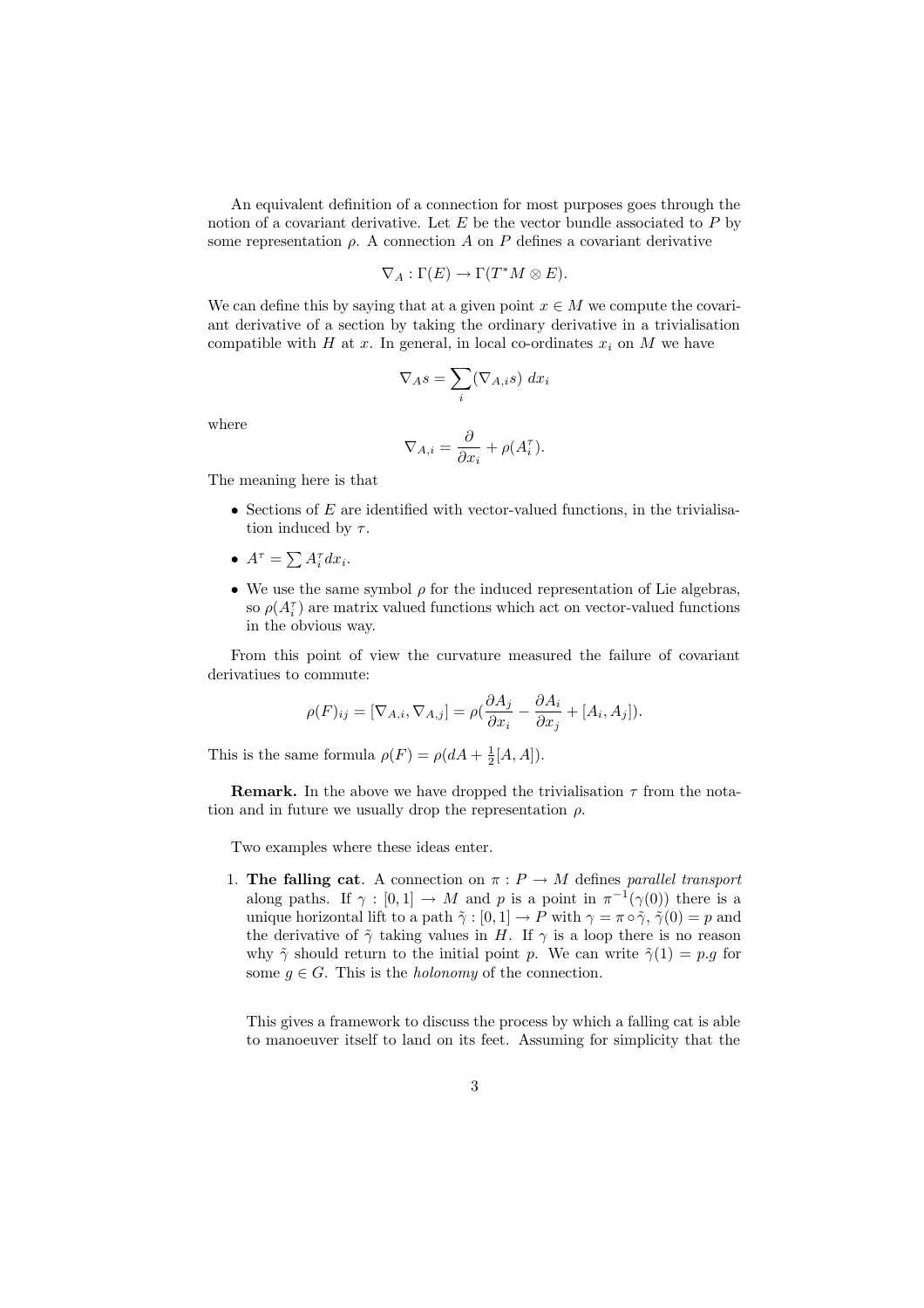An equivalent definition of a connection for most purposes goes through the notion of a covariant derivative. Let $E$ be the vector bundle associated to $P$ by some representation $\rho$. A connection $A$ on $P$ defines a covariant derivative

$$\nabla_A : \Gamma(E) \to \Gamma(T^*M \otimes E).$$

We can define this by saying that at a given point $x \in M$ we compute the covariant derivative of a section by taking the ordinary derivative in a trivialisation compatible with $H$ at $x$. In general, in local co-ordinates $x_i$ on $M$ we have

$$\nabla_A s = \sum_i (\nabla_{A,i} s)\ dx_i$$

where

$$\nabla_{A,i} = \frac{\partial}{\partial x_i} + \rho(A_i^\tau).$$

The meaning here is that

- Sections of $E$ are identified with vector-valued functions, in the trivialisation induced by $\tau$.
- $A^\tau = \sum A_i^\tau dx_i$.
- We use the same symbol $\rho$ for the induced representation of Lie algebras, so $\rho(A_i^\tau)$ are matrix valued functions which act on vector-valued functions in the obvious way.

From this point of view the curvature measured the failure of covariant derivatiues to commute:

$$\rho(F)_{ij} = [\nabla_{A,i}, \nabla_{A,j}] = \rho(\frac{\partial A_j}{\partial x_i} - \frac{\partial A_i}{\partial x_j} + [A_i, A_j]).$$

This is the same formula $\rho(F) = \rho(dA + \frac{1}{2}[A, A])$.

**Remark.** In the above we have dropped the trivialisation $\tau$ from the notation and in future we usually drop the representation $\rho$.

Two examples where these ideas enter.

1. **The falling cat**. A connection on $\pi : P \to M$ defines *parallel transport* along paths. If $\gamma : [0,1] \to M$ and $p$ is a point in $\pi^{-1}(\gamma(0))$ there is a unique horizontal lift to a path $\tilde{\gamma} : [0,1] \to P$ with $\gamma = \pi \circ \tilde{\gamma}$, $\tilde{\gamma}(0) = p$ and the derivative of $\tilde{\gamma}$ taking values in $H$. If $\gamma$ is a loop there is no reason why $\tilde{\gamma}$ should return to the initial point $p$. We can write $\tilde{\gamma}(1) = p.g$ for some $g \in G$. This is the *holonomy* of the connection.

   This gives a framework to discuss the process by which a falling cat is able to manoeuver itself to land on its feet. Assuming for simplicity that the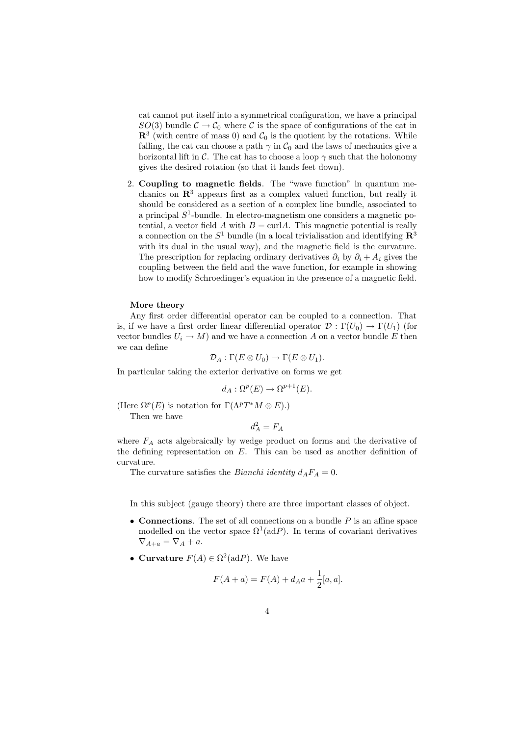cat cannot put itself into a symmetrical configuration, we have a principal $SO(3)$ bundle $\mathcal{C} \to \mathcal{C}_0$ where $\mathcal{C}$ is the space of configurations of the cat in $\mathbf{R}^3$ (with centre of mass 0) and $\mathcal{C}_0$ is the quotient by the rotations. While falling, the cat can choose a path $\gamma$ in $\mathcal{C}_0$ and the laws of mechanics give a horizontal lift in $\mathcal{C}$. The cat has to choose a loop $\gamma$ such that the holonomy gives the desired rotation (so that it lands feet down).

2. **Coupling to magnetic fields**. The "wave function" in quantum mechanics on $\mathbf{R}^3$ appears first as a complex valued function, but really it should be considered as a section of a complex line bundle, associated to a principal $S^1$-bundle. In electro-magnetism one considers a magnetic potential, a vector field $A$ with $B = \text{curl}A$. This magnetic potential is really a connection on the $S^1$ bundle (in a local trivialisation and identifying $\mathbf{R}^3$ with its dual in the usual way), and the magnetic field is the curvature. The prescription for replacing ordinary derivatives $\partial_i$ by $\partial_i + A_i$ gives the coupling between the field and the wave function, for example in showing how to modify Schroedinger's equation in the presence of a magnetic field.

**More theory**

Any first order differential operator can be coupled to a connection. That is, if we have a first order linear differential operator $\mathcal{D} : \Gamma(U_0) \to \Gamma(U_1)$ (for vector bundles $U_i \to M$) and we have a connection $A$ on a vector bundle $E$ then we can define

$$\mathcal{D}_A : \Gamma(E \otimes U_0) \to \Gamma(E \otimes U_1).$$

In particular taking the exterior derivative on forms we get

$$d_A : \Omega^p(E) \to \Omega^{p+1}(E).$$

(Here $\Omega^p(E)$ is notation for $\Gamma(\Lambda^p T^*M \otimes E)$.)

Then we have

$$d_A^2 = F_A$$

where $F_A$ acts algebraically by wedge product on forms and the derivative of the defining representation on $E$. This can be used as another definition of curvature.

The curvature satisfies the *Bianchi identity* $d_A F_A = 0$.

In this subject (gauge theory) there are three important classes of object.

- **Connections**. The set of all connections on a bundle $P$ is an affine space modelled on the vector space $\Omega^1(\text{ad}P)$. In terms of covariant derivatives $\nabla_{A+a} = \nabla_A + a$.
- **Curvature** $F(A) \in \Omega^2(\text{ad}P)$. We have

$$F(A + a) = F(A) + d_A a + \frac{1}{2}[a, a].$$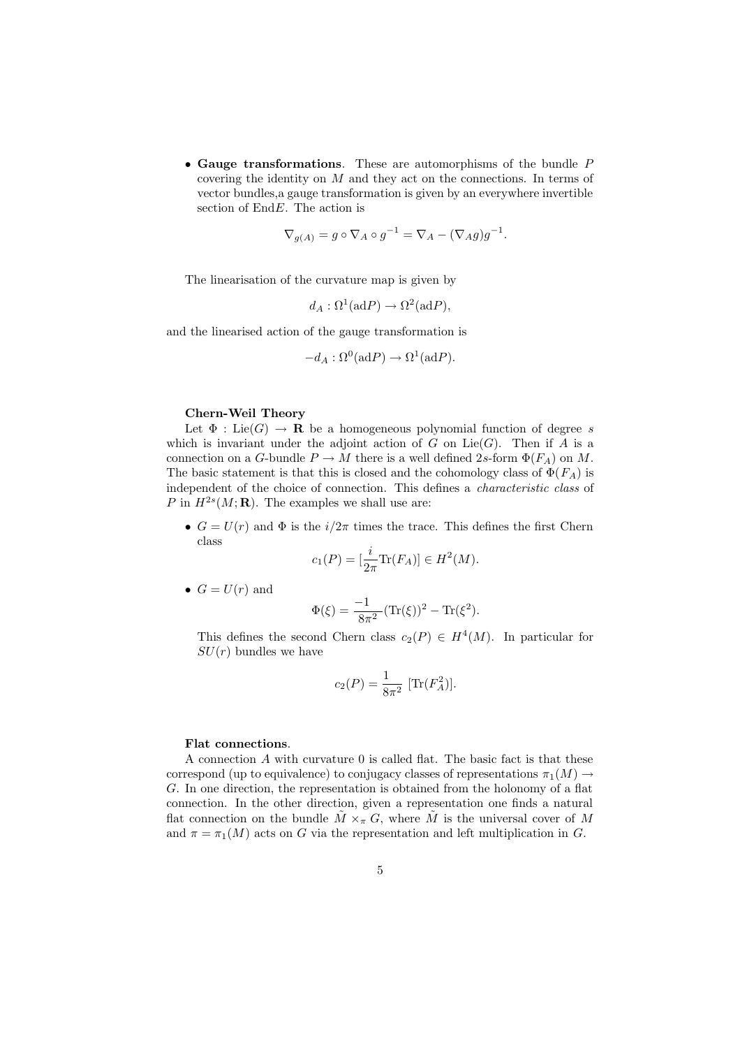- **Gauge transformations**. These are automorphisms of the bundle $P$ covering the identity on $M$ and they act on the connections. In terms of vector bundles,a gauge transformation is given by an everywhere invertible section of End$E$. The action is

$$\nabla_{g(A)} = g \circ \nabla_A \circ g^{-1} = \nabla_A - (\nabla_A g)g^{-1}.$$

The linearisation of the curvature map is given by

$$d_A : \Omega^1(\text{ad}P) \to \Omega^2(\text{ad}P),$$

and the linearised action of the gauge transformation is

$$-d_A : \Omega^0(\text{ad}P) \to \Omega^1(\text{ad}P).$$

**Chern-Weil Theory**

Let $\Phi : \text{Lie}(G) \to \mathbf{R}$ be a homogeneous polynomial function of degree $s$ which is invariant under the adjoint action of $G$ on $\text{Lie}(G)$. Then if $A$ is a connection on a $G$-bundle $P \to M$ there is a well defined $2s$-form $\Phi(F_A)$ on $M$. The basic statement is that this is closed and the cohomology class of $\Phi(F_A)$ is independent of the choice of connection. This defines a *characteristic class* of $P$ in $H^{2s}(M; \mathbf{R})$. The examples we shall use are:

- $G = U(r)$ and $\Phi$ is the $i/2\pi$ times the trace. This defines the first Chern class

$$c_1(P) = [\frac{i}{2\pi}\text{Tr}(F_A)] \in H^2(M).$$

- $G = U(r)$ and

$$\Phi(\xi) = \frac{-1}{8\pi^2}(\text{Tr}(\xi))^2 - \text{Tr}(\xi^2).$$

This defines the second Chern class $c_2(P) \in H^4(M)$. In particular for $SU(r)$ bundles we have

$$c_2(P) = \frac{1}{8\pi^2}\ [\text{Tr}(F_A^2)].$$

**Flat connections**.

A connection $A$ with curvature 0 is called flat. The basic fact is that these correspond (up to equivalence) to conjugacy classes of representations $\pi_1(M) \to G$. In one direction, the representation is obtained from the holonomy of a flat connection. In the other direction, given a representation one finds a natural flat connection on the bundle $\tilde{M} \times_\pi G$, where $\tilde{M}$ is the universal cover of $M$ and $\pi = \pi_1(M)$ acts on $G$ via the representation and left multiplication in $G$.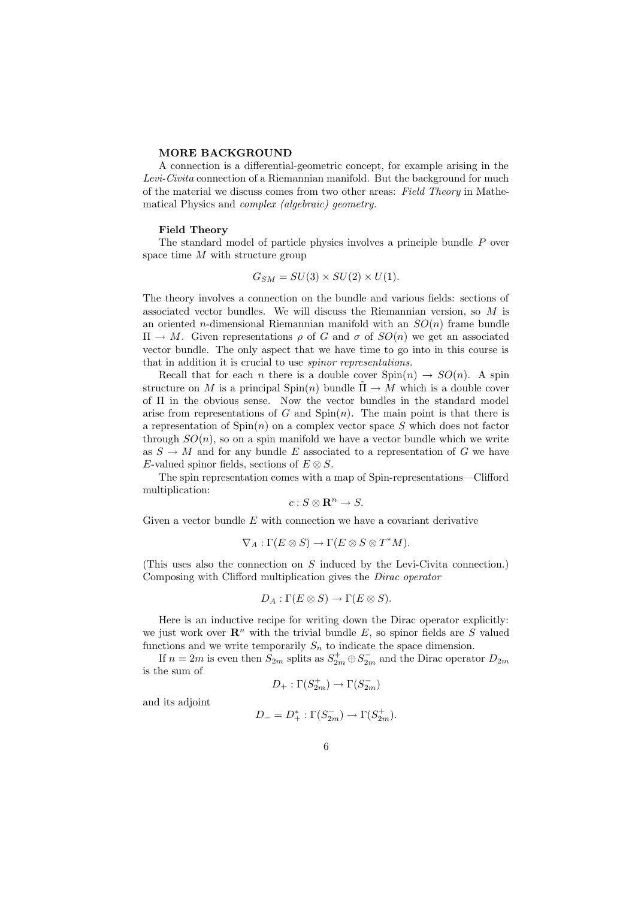**MORE BACKGROUND**

A connection is a differential-geometric concept, for example arising in the *Levi-Civita* connection of a Riemannian manifold. But the background for much of the material we discuss comes from two other areas: *Field Theory* in Mathematical Physics and *complex (algebraic) geometry*.

**Field Theory**

The standard model of particle physics involves a principle bundle $P$ over space time $M$ with structure group

$$G_{SM} = SU(3) \times SU(2) \times U(1).$$

The theory involves a connection on the bundle and various fields: sections of associated vector bundles. We will discuss the Riemannian version, so $M$ is an oriented $n$-dimensional Riemannian manifold with an $SO(n)$ frame bundle $\Pi \to M$. Given representations $\rho$ of $G$ and $\sigma$ of $SO(n)$ we get an associated vector bundle. The only aspect that we have time to go into in this course is that in addition it is crucial to use *spinor representations*.

Recall that for each $n$ there is a double cover $\text{Spin}(n) \to SO(n)$. A spin structure on $M$ is a principal $\text{Spin}(n)$ bundle $\tilde{\Pi} \to M$ which is a double cover of $\Pi$ in the obvious sense. Now the vector bundles in the standard model arise from representations of $G$ and $\text{Spin}(n)$. The main point is that there is a representation of $\text{Spin}(n)$ on a complex vector space $S$ which does not factor through $SO(n)$, so on a spin manifold we have a vector bundle which we write as $S \to M$ and for any bundle $E$ associated to a representation of $G$ we have $E$-valued spinor fields, sections of $E \otimes S$.

The spin representation comes with a map of Spin-representations—Clifford multiplication:

$$c : S \otimes \mathbf{R}^n \to S.$$

Given a vector bundle $E$ with connection we have a covariant derivative

$$\nabla_A : \Gamma(E \otimes S) \to \Gamma(E \otimes S \otimes T^*M).$$

(This uses also the connection on $S$ induced by the Levi-Civita connection.) Composing with Clifford multiplication gives the *Dirac operator*

$$D_A : \Gamma(E \otimes S) \to \Gamma(E \otimes S).$$

Here is an inductive recipe for writing down the Dirac operator explicitly: we just work over $\mathbf{R}^n$ with the trivial bundle $E$, so spinor fields are $S$ valued functions and we write temporarily $S_n$ to indicate the space dimension.

If $n = 2m$ is even then $S_{2m}$ splits as $S^+_{2m} \oplus S^-_{2m}$ and the Dirac operator $D_{2m}$ is the sum of

$$D_+ : \Gamma(S^+_{2m}) \to \Gamma(S^-_{2m})$$

and its adjoint

$$D_- = D_+^* : \Gamma(S^-_{2m}) \to \Gamma(S^+_{2m}).$$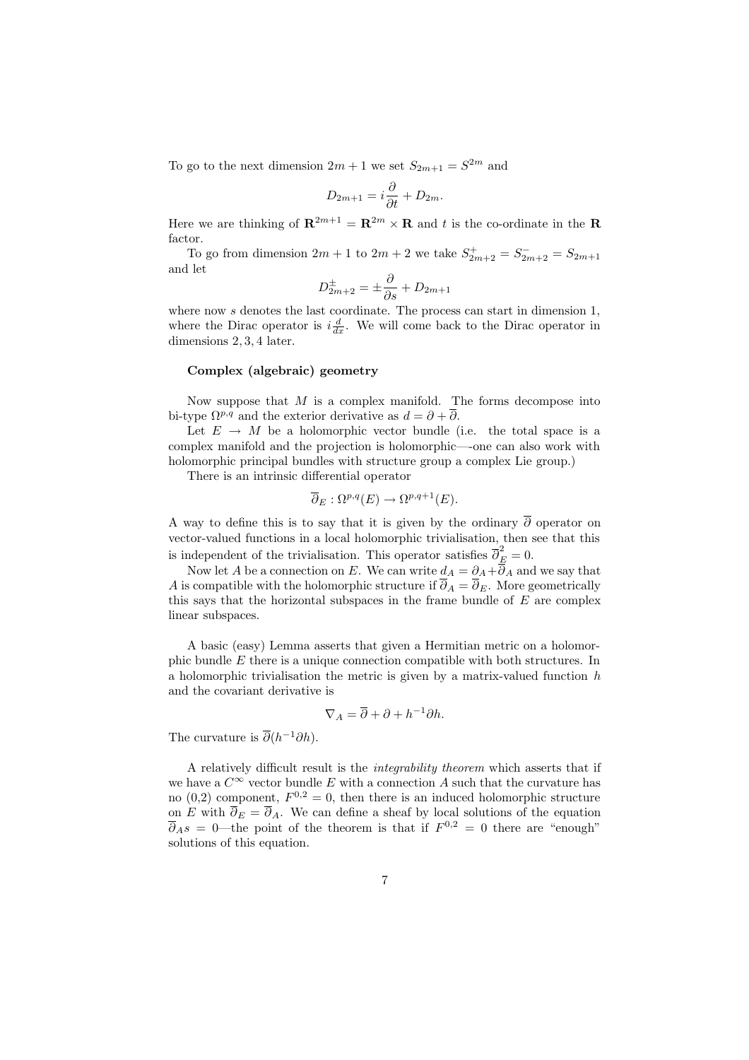To go to the next dimension $2m+1$ we set $S_{2m+1} = S^{2m}$ and

$$D_{2m+1} = i\frac{\partial}{\partial t} + D_{2m}.$$

Here we are thinking of $\mathbf{R}^{2m+1} = \mathbf{R}^{2m} \times \mathbf{R}$ and $t$ is the co-ordinate in the $\mathbf{R}$ factor.

To go from dimension $2m+1$ to $2m+2$ we take $S^+_{2m+2} = S^-_{2m+2} = S_{2m+1}$ and let

$$D^{\pm}_{2m+2} = \pm\frac{\partial}{\partial s} + D_{2m+1}$$

where now $s$ denotes the last coordinate. The process can start in dimension 1, where the Dirac operator is $i\frac{d}{dx}$. We will come back to the Dirac operator in dimensions $2, 3, 4$ later.

**Complex (algebraic) geometry**

Now suppose that $M$ is a complex manifold. The forms decompose into bi-type $\Omega^{p,q}$ and the exterior derivative as $d = \partial + \overline{\partial}$.

Let $E \to M$ be a holomorphic vector bundle (i.e. the total space is a complex manifold and the projection is holomorphic—-one can also work with holomorphic principal bundles with structure group a complex Lie group.)

There is an intrinsic differential operator

$$\overline{\partial}_E : \Omega^{p,q}(E) \to \Omega^{p,q+1}(E).$$

A way to define this is to say that it is given by the ordinary $\overline{\partial}$ operator on vector-valued functions in a local holomorphic trivialisation, then see that this is independent of the trivialisation. This operator satisfies $\overline{\partial}_E^2 = 0$.

Now let $A$ be a connection on $E$. We can write $d_A = \partial_A + \overline{\partial}_A$ and we say that $A$ is compatible with the holomorphic structure if $\overline{\partial}_A = \overline{\partial}_E$. More geometrically this says that the horizontal subspaces in the frame bundle of $E$ are complex linear subspaces.

A basic (easy) Lemma asserts that given a Hermitian metric on a holomorphic bundle $E$ there is a unique connection compatible with both structures. In a holomorphic trivialisation the metric is given by a matrix-valued function $h$ and the covariant derivative is

$$\nabla_A = \overline{\partial} + \partial + h^{-1}\partial h.$$

The curvature is $\overline{\partial}(h^{-1}\partial h)$.

A relatively difficult result is the *integrability theorem* which asserts that if we have a $C^\infty$ vector bundle $E$ with a connection $A$ such that the curvature has no (0,2) component, $F^{0,2} = 0$, then there is an induced holomorphic structure on $E$ with $\overline{\partial}_E = \overline{\partial}_A$. We can define a sheaf by local solutions of the equation $\overline{\partial}_A s = 0$—the point of the theorem is that if $F^{0,2} = 0$ there are "enough" solutions of this equation.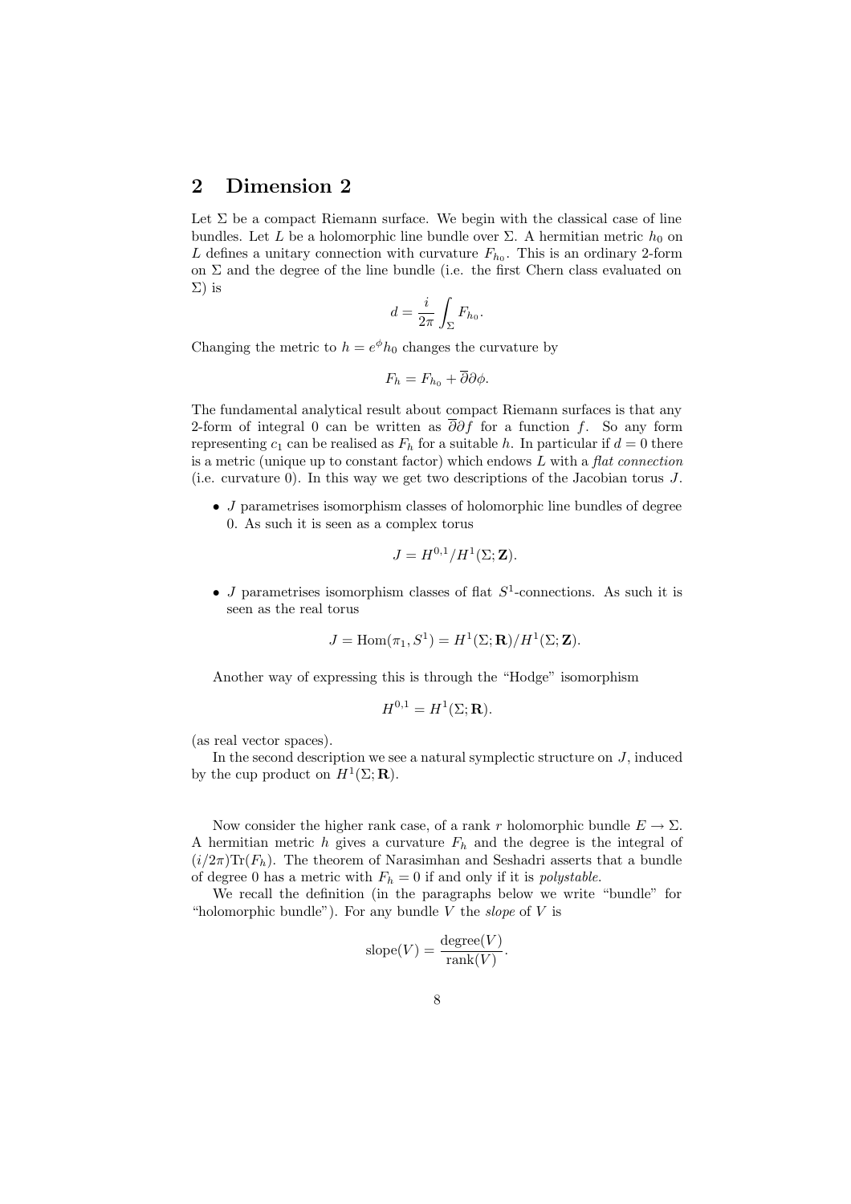## 2 Dimension 2

Let $\Sigma$ be a compact Riemann surface. We begin with the classical case of line bundles. Let $L$ be a holomorphic line bundle over $\Sigma$. A hermitian metric $h_0$ on $L$ defines a unitary connection with curvature $F_{h_0}$. This is an ordinary 2-form on $\Sigma$ and the degree of the line bundle (i.e. the first Chern class evaluated on $\Sigma$) is

$$d = \frac{i}{2\pi} \int_\Sigma F_{h_0}.$$

Changing the metric to $h = e^\phi h_0$ changes the curvature by

$$F_h = F_{h_0} + \overline{\partial}\partial\phi.$$

The fundamental analytical result about compact Riemann surfaces is that any 2-form of integral 0 can be written as $\overline{\partial}\partial f$ for a function $f$. So any form representing $c_1$ can be realised as $F_h$ for a suitable $h$. In particular if $d = 0$ there is a metric (unique up to constant factor) which endows $L$ with a *flat connection* (i.e. curvature 0). In this way we get two descriptions of the Jacobian torus $J$.

- $J$ parametrises isomorphism classes of holomorphic line bundles of degree 0. As such it is seen as a complex torus

$$J = H^{0,1}/H^1(\Sigma; \mathbf{Z}).$$

- $J$ parametrises isomorphism classes of flat $S^1$-connections. As such it is seen as the real torus

$$J = \mathrm{Hom}(\pi_1, S^1) = H^1(\Sigma; \mathbf{R})/H^1(\Sigma; \mathbf{Z}).$$

Another way of expressing this is through the "Hodge" isomorphism

$$H^{0,1} = H^1(\Sigma; \mathbf{R}).$$

(as real vector spaces).

In the second description we see a natural symplectic structure on $J$, induced by the cup product on $H^1(\Sigma; \mathbf{R})$.

Now consider the higher rank case, of a rank $r$ holomorphic bundle $E \to \Sigma$. A hermitian metric $h$ gives a curvature $F_h$ and the degree is the integral of $(i/2\pi)\mathrm{Tr}(F_h)$. The theorem of Narasimhan and Seshadri asserts that a bundle of degree 0 has a metric with $F_h = 0$ if and only if it is *polystable*.

We recall the definition (in the paragraphs below we write "bundle" for "holomorphic bundle"). For any bundle $V$ the *slope* of $V$ is

$$\mathrm{slope}(V) = \frac{\mathrm{degree}(V)}{\mathrm{rank}(V)}.$$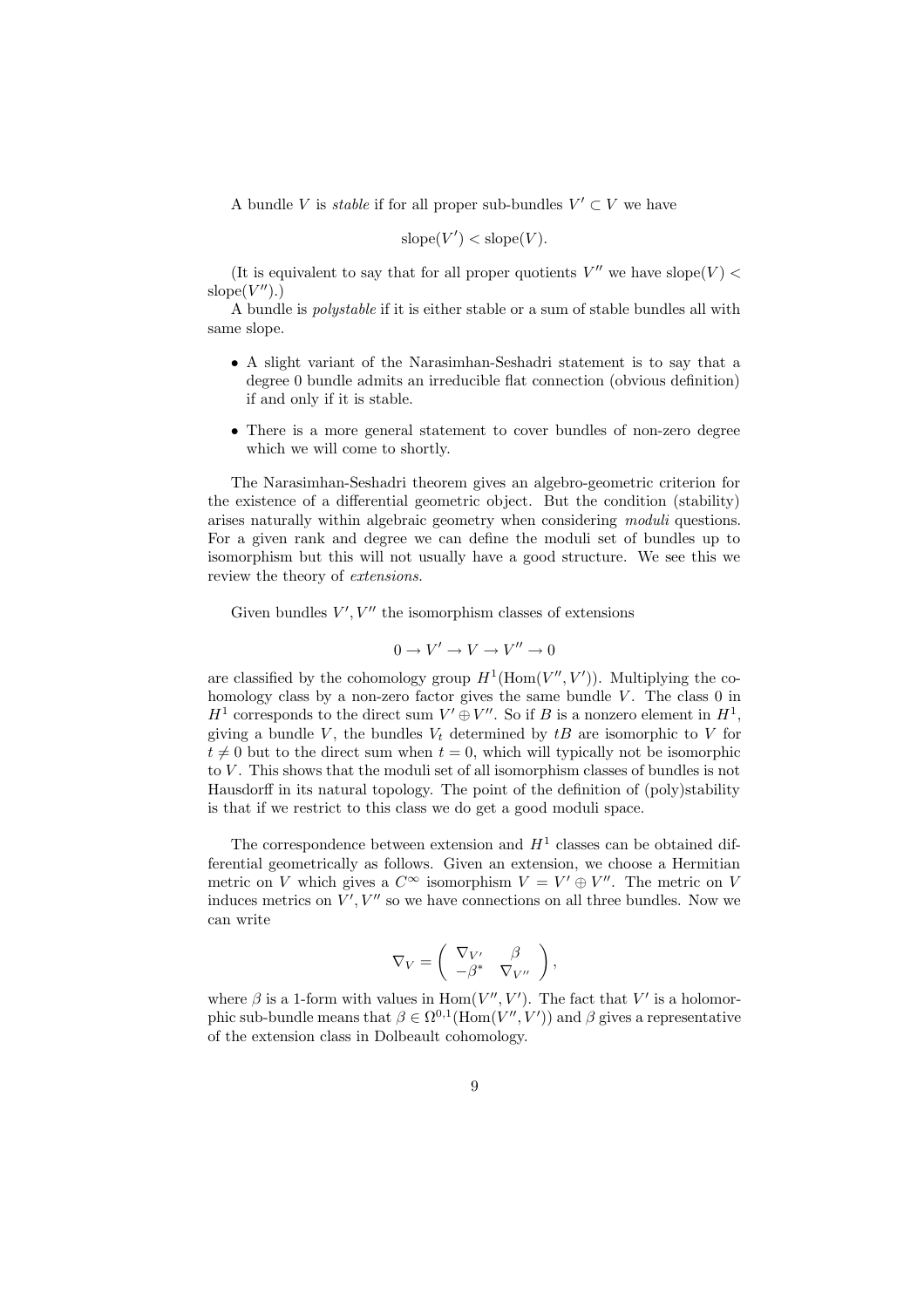A bundle $V$ is *stable* if for all proper sub-bundles $V' \subset V$ we have

$$\text{slope}(V') < \text{slope}(V).$$

(It is equivalent to say that for all proper quotients $V''$ we have $\text{slope}(V) < \text{slope}(V'')$.)

A bundle is *polystable* if it is either stable or a sum of stable bundles all with same slope.

- A slight variant of the Narasimhan-Seshadri statement is to say that a degree 0 bundle admits an irreducible flat connection (obvious definition) if and only if it is stable.
- There is a more general statement to cover bundles of non-zero degree which we will come to shortly.

The Narasimhan-Seshadri theorem gives an algebro-geometric criterion for the existence of a differential geometric object. But the condition (stability) arises naturally within algebraic geometry when considering *moduli* questions. For a given rank and degree we can define the moduli set of bundles up to isomorphism but this will not usually have a good structure. We see this we review the theory of *extensions*.

Given bundles $V', V''$ the isomorphism classes of extensions

$$0 \to V' \to V \to V'' \to 0$$

are classified by the cohomology group $H^1(\text{Hom}(V'', V'))$. Multiplying the cohomology class by a non-zero factor gives the same bundle $V$. The class 0 in $H^1$ corresponds to the direct sum $V' \oplus V''$. So if $B$ is a nonzero element in $H^1$, giving a bundle $V$, the bundles $V_t$ determined by $tB$ are isomorphic to $V$ for $t \neq 0$ but to the direct sum when $t = 0$, which will typically not be isomorphic to $V$. This shows that the moduli set of all isomorphism classes of bundles is not Hausdorff in its natural topology. The point of the definition of (poly)stability is that if we restrict to this class we do get a good moduli space.

The correspondence between extension and $H^1$ classes can be obtained differential geometrically as follows. Given an extension, we choose a Hermitian metric on $V$ which gives a $C^\infty$ isomorphism $V = V' \oplus V''$. The metric on $V$ induces metrics on $V', V''$ so we have connections on all three bundles. Now we can write

$$\nabla_V = \begin{pmatrix} \nabla_{V'} & \beta \\ -\beta^* & \nabla_{V''} \end{pmatrix},$$

where $\beta$ is a 1-form with values in $\text{Hom}(V'', V')$. The fact that $V'$ is a holomorphic sub-bundle means that $\beta \in \Omega^{0,1}(\text{Hom}(V'', V'))$ and $\beta$ gives a representative of the extension class in Dolbeault cohomology.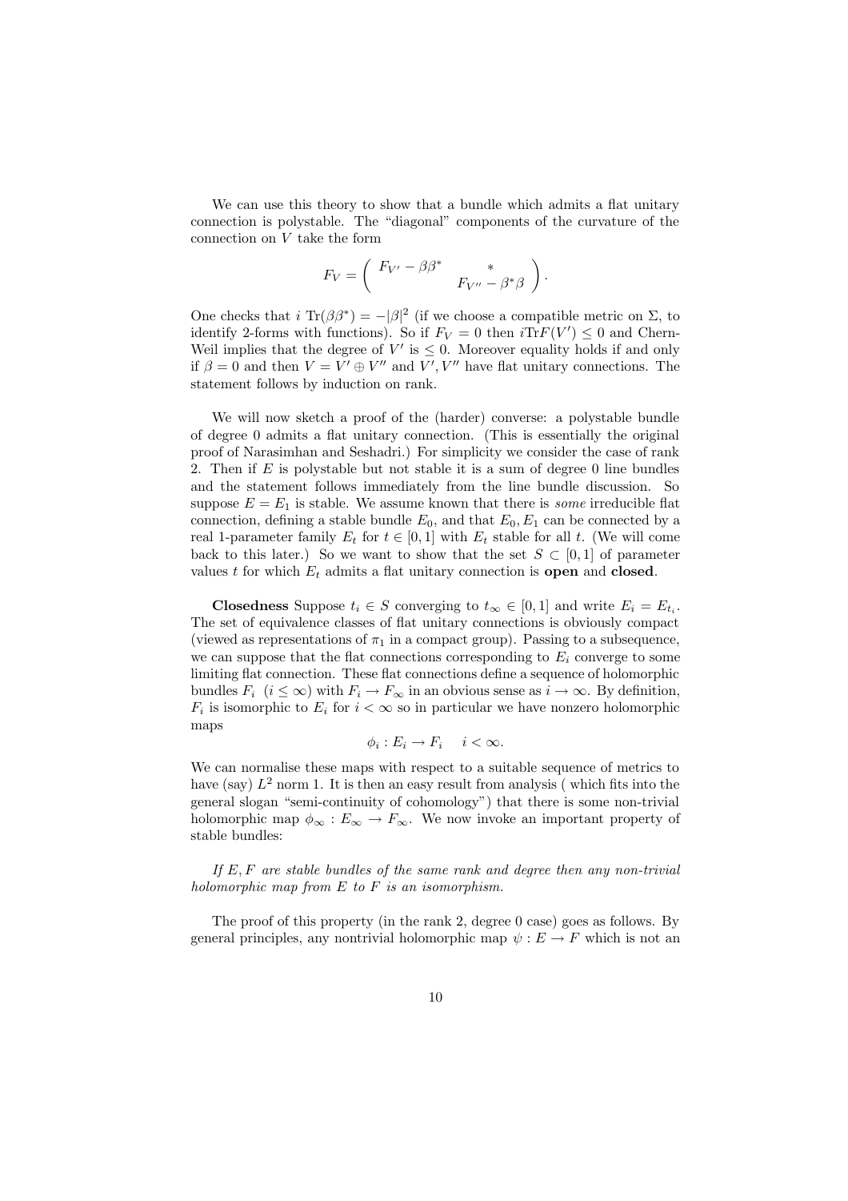We can use this theory to show that a bundle which admits a flat unitary connection is polystable. The "diagonal" components of the curvature of the connection on $V$ take the form

$$F_V = \begin{pmatrix} F_{V'} - \beta\beta^* & * \\ & F_{V''} - \beta^*\beta \end{pmatrix}.$$

One checks that $i\ \mathrm{Tr}(\beta\beta^*) = -|\beta|^2$ (if we choose a compatible metric on $\Sigma$, to identify 2-forms with functions). So if $F_V = 0$ then $i\mathrm{Tr}F(V') \leq 0$ and Chern-Weil implies that the degree of $V'$ is $\leq 0$. Moreover equality holds if and only if $\beta = 0$ and then $V = V' \oplus V''$ and $V', V''$ have flat unitary connections. The statement follows by induction on rank.

We will now sketch a proof of the (harder) converse: a polystable bundle of degree 0 admits a flat unitary connection. (This is essentially the original proof of Narasimhan and Seshadri.) For simplicity we consider the case of rank 2. Then if $E$ is polystable but not stable it is a sum of degree 0 line bundles and the statement follows immediately from the line bundle discussion. So suppose $E = E_1$ is stable. We assume known that there is *some* irreducible flat connection, defining a stable bundle $E_0$, and that $E_0, E_1$ can be connected by a real 1-parameter family $E_t$ for $t \in [0,1]$ with $E_t$ stable for all $t$. (We will come back to this later.) So we want to show that the set $S \subset [0,1]$ of parameter values $t$ for which $E_t$ admits a flat unitary connection is **open** and **closed**.

**Closedness** Suppose $t_i \in S$ converging to $t_\infty \in [0,1]$ and write $E_i = E_{t_i}$. The set of equivalence classes of flat unitary connections is obviously compact (viewed as representations of $\pi_1$ in a compact group). Passing to a subsequence, we can suppose that the flat connections corresponding to $E_i$ converge to some limiting flat connection. These flat connections define a sequence of holomorphic bundles $F_i$ $(i \leq \infty)$ with $F_i \to F_\infty$ in an obvious sense as $i \to \infty$. By definition, $F_i$ is isomorphic to $E_i$ for $i < \infty$ so in particular we have nonzero holomorphic maps

$$\phi_i : E_i \to F_i \quad i < \infty.$$

We can normalise these maps with respect to a suitable sequence of metrics to have (say) $L^2$ norm 1. It is then an easy result from analysis ( which fits into the general slogan "semi-continuity of cohomology") that there is some non-trivial holomorphic map $\phi_\infty : E_\infty \to F_\infty$. We now invoke an important property of stable bundles:

*If $E, F$ are stable bundles of the same rank and degree then any non-trivial holomorphic map from $E$ to $F$ is an isomorphism.*

The proof of this property (in the rank 2, degree 0 case) goes as follows. By general principles, any nontrivial holomorphic map $\psi : E \to F$ which is not an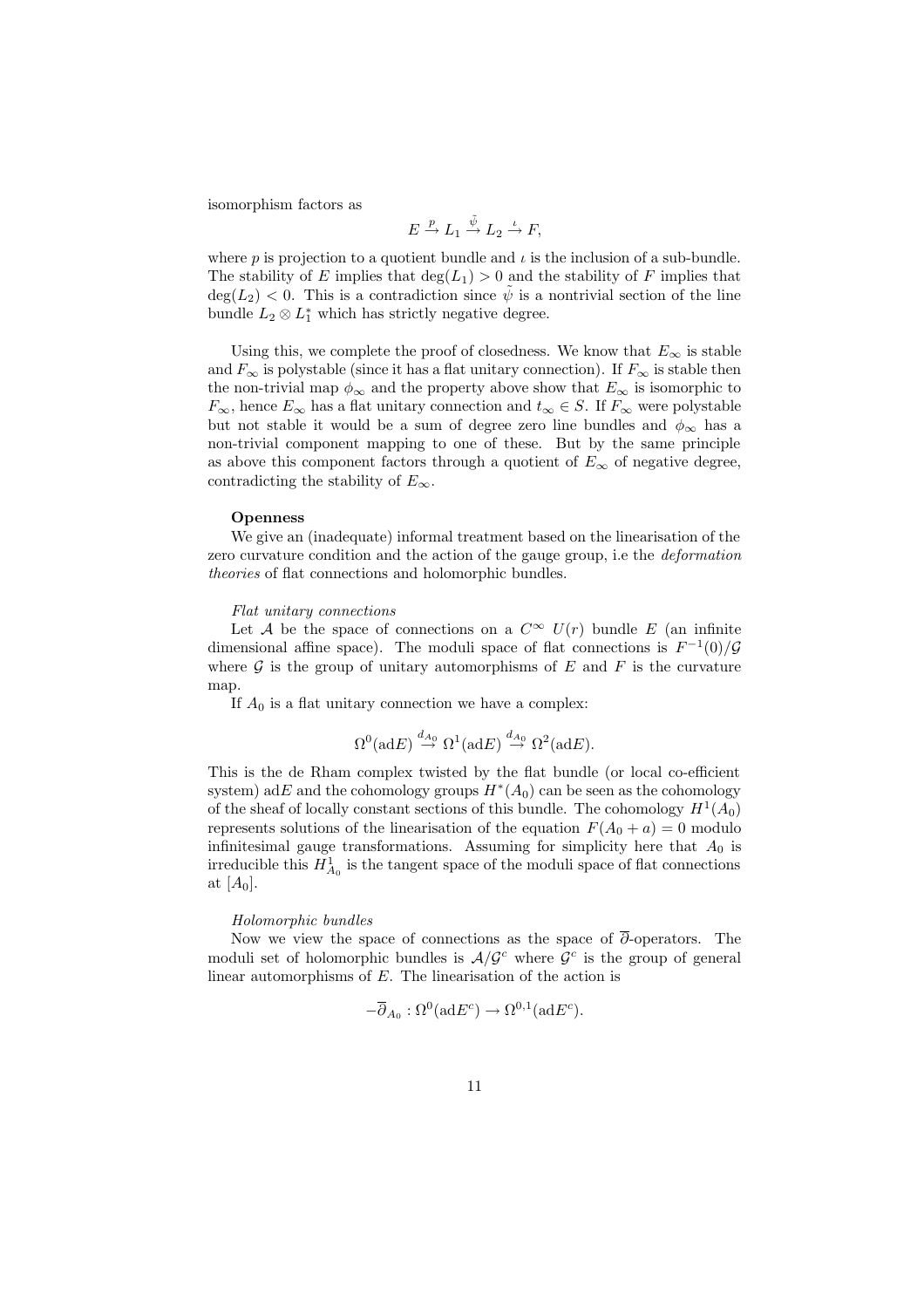isomorphism factors as

$$E \xrightarrow{p} L_1 \xrightarrow{\tilde{\psi}} L_2 \xrightarrow{\iota} F,$$

where $p$ is projection to a quotient bundle and $\iota$ is the inclusion of a sub-bundle. The stability of $E$ implies that $\deg(L_1) > 0$ and the stability of $F$ implies that $\deg(L_2) < 0$. This is a contradiction since $\tilde{\psi}$ is a nontrivial section of the line bundle $L_2 \otimes L_1^*$ which has strictly negative degree.

Using this, we complete the proof of closedness. We know that $E_\infty$ is stable and $F_\infty$ is polystable (since it has a flat unitary connection). If $F_\infty$ is stable then the non-trivial map $\phi_\infty$ and the property above show that $E_\infty$ is isomorphic to $F_\infty$, hence $E_\infty$ has a flat unitary connection and $t_\infty \in S$. If $F_\infty$ were polystable but not stable it would be a sum of degree zero line bundles and $\phi_\infty$ has a non-trivial component mapping to one of these. But by the same principle as above this component factors through a quotient of $E_\infty$ of negative degree, contradicting the stability of $E_\infty$.

**Openness**

We give an (inadequate) informal treatment based on the linearisation of the zero curvature condition and the action of the gauge group, i.e the *deformation theories* of flat connections and holomorphic bundles.

*Flat unitary connections*

Let $\mathcal{A}$ be the space of connections on a $C^\infty$ $U(r)$ bundle $E$ (an infinite dimensional affine space). The moduli space of flat connections is $F^{-1}(0)/\mathcal{G}$ where $\mathcal{G}$ is the group of unitary automorphisms of $E$ and $F$ is the curvature map.

If $A_0$ is a flat unitary connection we have a complex:

$$\Omega^0(\mathrm{ad}E) \xrightarrow{d_{A_0}} \Omega^1(\mathrm{ad}E) \xrightarrow{d_{A_0}} \Omega^2(\mathrm{ad}E).$$

This is the de Rham complex twisted by the flat bundle (or local co-efficient system) $\mathrm{ad}E$ and the cohomology groups $H^*(A_0)$ can be seen as the cohomology of the sheaf of locally constant sections of this bundle. The cohomology $H^1(A_0)$ represents solutions of the linearisation of the equation $F(A_0 + a) = 0$ modulo infinitesimal gauge transformations. Assuming for simplicity here that $A_0$ is irreducible this $H^1_{A_0}$ is the tangent space of the moduli space of flat connections at $[A_0]$.

*Holomorphic bundles*

Now we view the space of connections as the space of $\overline{\partial}$-operators. The moduli set of holomorphic bundles is $\mathcal{A}/\mathcal{G}^c$ where $\mathcal{G}^c$ is the group of general linear automorphisms of $E$. The linearisation of the action is

$$-\overline{\partial}_{A_0} : \Omega^0(\mathrm{ad}E^c) \to \Omega^{0,1}(\mathrm{ad}E^c).$$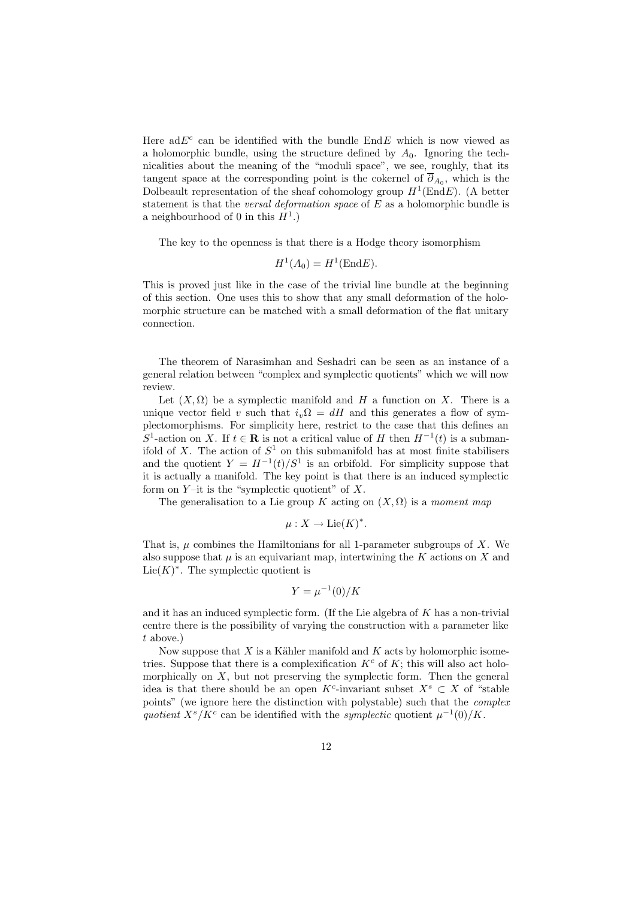Here $\mathrm{ad}E^c$ can be identified with the bundle $\mathrm{End}E$ which is now viewed as a holomorphic bundle, using the structure defined by $A_0$. Ignoring the technicalities about the meaning of the "moduli space", we see, roughly, that its tangent space at the corresponding point is the cokernel of $\overline{\partial}_{A_0}$, which is the Dolbeault representation of the sheaf cohomology group $H^1(\mathrm{End}E)$. (A better statement is that the *versal deformation space* of $E$ as a holomorphic bundle is a neighbourhood of 0 in this $H^1$.)

The key to the openness is that there is a Hodge theory isomorphism

$$H^1(A_0) = H^1(\mathrm{End}E).$$

This is proved just like in the case of the trivial line bundle at the beginning of this section. One uses this to show that any small deformation of the holomorphic structure can be matched with a small deformation of the flat unitary connection.

The theorem of Narasimhan and Seshadri can be seen as an instance of a general relation between "complex and symplectic quotients" which we will now review.

Let $(X, \Omega)$ be a symplectic manifold and $H$ a function on $X$. There is a unique vector field $v$ such that $i_v\Omega = dH$ and this generates a flow of symplectomorphisms. For simplicity here, restrict to the case that this defines an $S^1$-action on $X$. If $t \in \mathbf{R}$ is not a critical value of $H$ then $H^{-1}(t)$ is a submanifold of $X$. The action of $S^1$ on this submanifold has at most finite stabilisers and the quotient $Y = H^{-1}(t)/S^1$ is an orbifold. For simplicity suppose that it is actually a manifold. The key point is that there is an induced symplectic form on $Y$–it is the "symplectic quotient" of $X$.

The generalisation to a Lie group $K$ acting on $(X, \Omega)$ is a *moment map*

$$\mu : X \to \mathrm{Lie}(K)^*.$$

That is, $\mu$ combines the Hamiltonians for all 1-parameter subgroups of $X$. We also suppose that $\mu$ is an equivariant map, intertwining the $K$ actions on $X$ and $\mathrm{Lie}(K)^*$. The symplectic quotient is

$$Y = \mu^{-1}(0)/K$$

and it has an induced symplectic form. (If the Lie algebra of $K$ has a non-trivial centre there is the possibility of varying the construction with a parameter like $t$ above.)

Now suppose that $X$ is a Kähler manifold and $K$ acts by holomorphic isometries. Suppose that there is a complexification $K^c$ of $K$; this will also act holomorphically on $X$, but not preserving the symplectic form. Then the general idea is that there should be an open $K^c$-invariant subset $X^s \subset X$ of "stable points" (we ignore here the distinction with polystable) such that the *complex quotient* $X^s/K^c$ can be identified with the *symplectic* quotient $\mu^{-1}(0)/K$.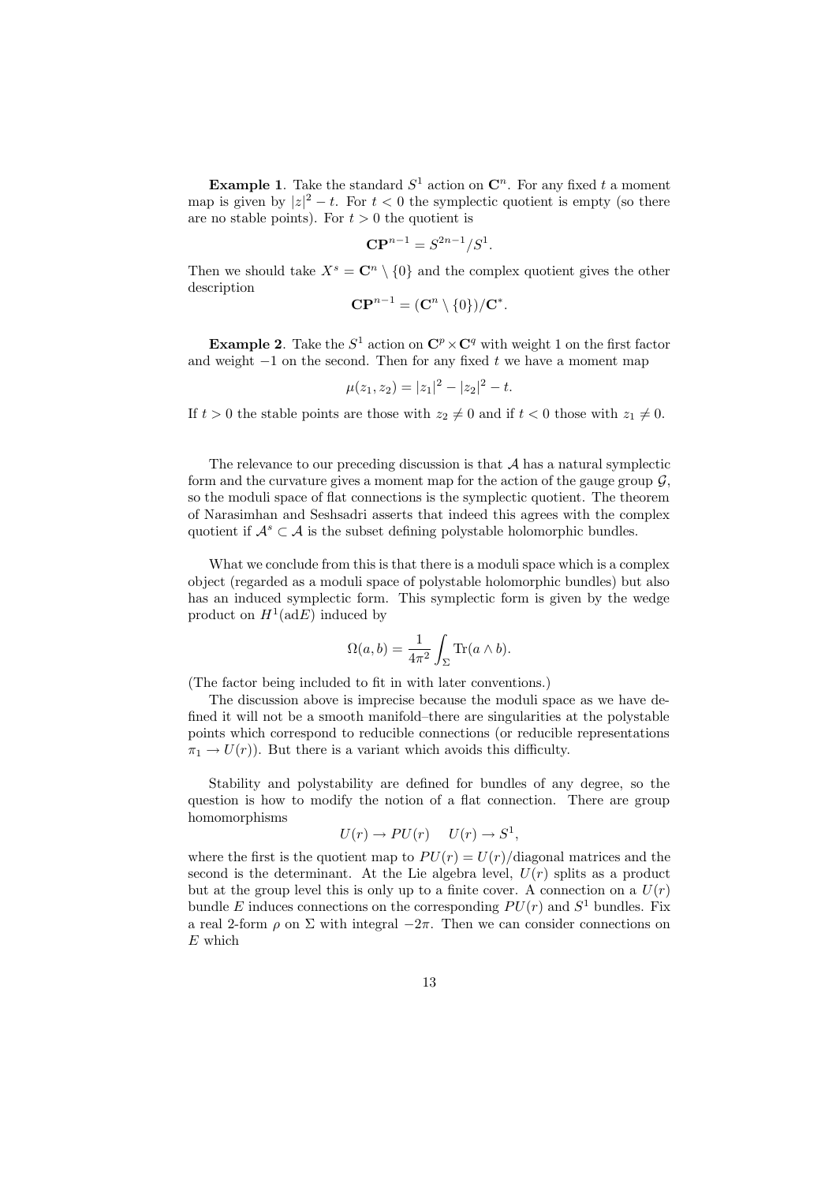**Example 1**. Take the standard $S^1$ action on $\mathbf{C}^n$. For any fixed $t$ a moment map is given by $|z|^2 - t$. For $t < 0$ the symplectic quotient is empty (so there are no stable points). For $t > 0$ the quotient is

$$\mathbf{CP}^{n-1} = S^{2n-1}/S^1.$$

Then we should take $X^s = \mathbf{C}^n \setminus \{0\}$ and the complex quotient gives the other description

$$\mathbf{CP}^{n-1} = (\mathbf{C}^n \setminus \{0\})/\mathbf{C}^*.$$

**Example 2**. Take the $S^1$ action on $\mathbf{C}^p \times \mathbf{C}^q$ with weight 1 on the first factor and weight $-1$ on the second. Then for any fixed $t$ we have a moment map

$$\mu(z_1, z_2) = |z_1|^2 - |z_2|^2 - t.$$

If $t > 0$ the stable points are those with $z_2 \neq 0$ and if $t < 0$ those with $z_1 \neq 0$.

The relevance to our preceding discussion is that $\mathcal{A}$ has a natural symplectic form and the curvature gives a moment map for the action of the gauge group $\mathcal{G}$, so the moduli space of flat connections is the symplectic quotient. The theorem of Narasimhan and Seshsadri asserts that indeed this agrees with the complex quotient if $\mathcal{A}^s \subset \mathcal{A}$ is the subset defining polystable holomorphic bundles.

What we conclude from this is that there is a moduli space which is a complex object (regarded as a moduli space of polystable holomorphic bundles) but also has an induced symplectic form. This symplectic form is given by the wedge product on $H^1(\mathrm{ad}E)$ induced by

$$\Omega(a, b) = \frac{1}{4\pi^2} \int_\Sigma \mathrm{Tr}(a \wedge b).$$

(The factor being included to fit in with later conventions.)

The discussion above is imprecise because the moduli space as we have defined it will not be a smooth manifold–there are singularities at the polystable points which correspond to reducible connections (or reducible representations $\pi_1 \to U(r)$). But there is a variant which avoids this difficulty.

Stability and polystability are defined for bundles of any degree, so the question is how to modify the notion of a flat connection. There are group homomorphisms

$$U(r) \to PU(r) \quad U(r) \to S^1,$$

where the first is the quotient map to $PU(r) = U(r)/$diagonal matrices and the second is the determinant. At the Lie algebra level, $U(r)$ splits as a product but at the group level this is only up to a finite cover. A connection on a $U(r)$ bundle $E$ induces connections on the corresponding $PU(r)$ and $S^1$ bundles. Fix a real 2-form $\rho$ on $\Sigma$ with integral $-2\pi$. Then we can consider connections on $E$ which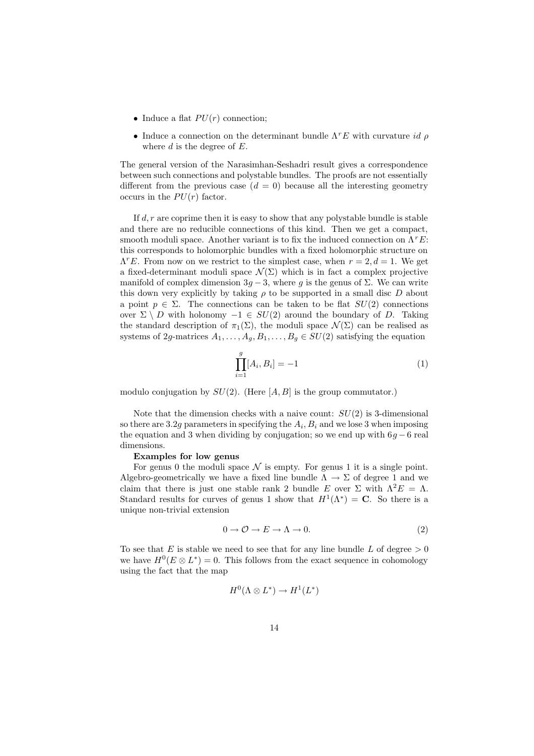- Induce a flat $PU(r)$ connection;
- Induce a connection on the determinant bundle $\Lambda^r E$ with curvature $id\ \rho$ where $d$ is the degree of $E$.

The general version of the Narasimhan-Seshadri result gives a correspondence between such connections and polystable bundles. The proofs are not essentially different from the previous case ($d = 0$) because all the interesting geometry occurs in the $PU(r)$ factor.

If $d, r$ are coprime then it is easy to show that any polystable bundle is stable and there are no reducible connections of this kind. Then we get a compact, smooth moduli space. Another variant is to fix the induced connection on $\Lambda^r E$: this corresponds to holomorphic bundles with a fixed holomorphic structure on $\Lambda^r E$. From now on we restrict to the simplest case, when $r = 2, d = 1$. We get a fixed-determinant moduli space $\mathcal{N}(\Sigma)$ which is in fact a complex projective manifold of complex dimension $3g - 3$, where $g$ is the genus of $\Sigma$. We can write this down very explicitly by taking $\rho$ to be supported in a small disc $D$ about a point $p \in \Sigma$. The connections can be taken to be flat $SU(2)$ connections over $\Sigma \setminus D$ with holonomy $-1 \in SU(2)$ around the boundary of $D$. Taking the standard description of $\pi_1(\Sigma)$, the moduli space $\mathcal{N}(\Sigma)$ can be realised as systems of $2g$-matrices $A_1, \dots, A_g, B_1, \dots, B_g \in SU(2)$ satisfying the equation

$$\prod_{i=1}^{g} [A_i, B_i] = -1 \tag{1}$$

modulo conjugation by $SU(2)$. (Here $[A, B]$ is the group commutator.)

Note that the dimension checks with a naive count: $SU(2)$ is 3-dimensional so there are $3.2g$ parameters in specifying the $A_i, B_i$ and we lose 3 when imposing the equation and 3 when dividing by conjugation; so we end up with $6g - 6$ real dimensions.

**Examples for low genus**

For genus 0 the moduli space $\mathcal{N}$ is empty. For genus 1 it is a single point. Algebro-geometrically we have a fixed line bundle $\Lambda \to \Sigma$ of degree 1 and we claim that there is just one stable rank 2 bundle $E$ over $\Sigma$ with $\Lambda^2 E = \Lambda$. Standard results for curves of genus 1 show that $H^1(\Lambda^*) = \mathbf{C}$. So there is a unique non-trivial extension

$$0 \to \mathcal{O} \to E \to \Lambda \to 0. \tag{2}$$

To see that $E$ is stable we need to see that for any line bundle $L$ of degree $> 0$ we have $H^0(E \otimes L^*) = 0$. This follows from the exact sequence in cohomology using the fact that the map

$$H^0(\Lambda \otimes L^*) \to H^1(L^*)$$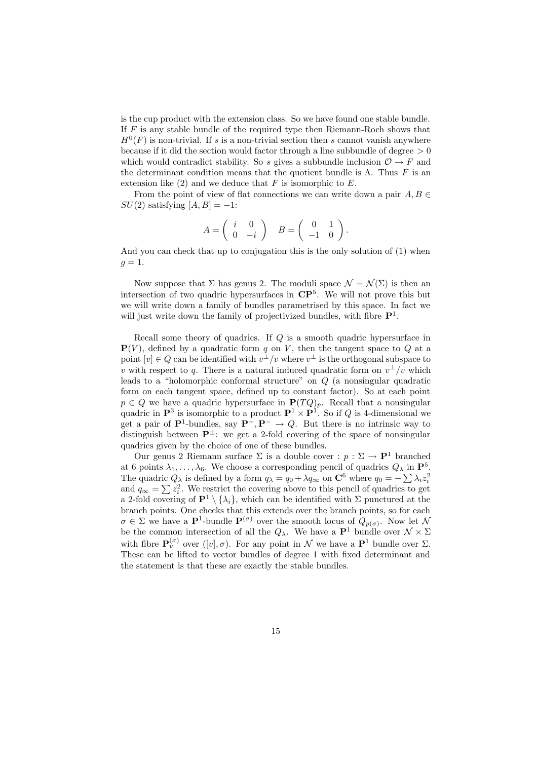is the cup product with the extension class. So we have found one stable bundle. If $F$ is any stable bundle of the required type then Riemann-Roch shows that $H^0(F)$ is non-trivial. If $s$ is a non-trivial section then $s$ cannot vanish anywhere because if it did the section would factor through a line subbundle of degree $> 0$ which would contradict stability. So $s$ gives a subbundle inclusion $\mathcal{O} \to F$ and the determinant condition means that the quotient bundle is $\Lambda$. Thus $F$ is an extension like (2) and we deduce that $F$ is isomorphic to $E$.

From the point of view of flat connections we can write down a pair $A, B \in SU(2)$ satisfying $[A, B] = -1$:

$$A = \begin{pmatrix} i & 0 \\ 0 & -i \end{pmatrix} \quad B = \begin{pmatrix} 0 & 1 \\ -1 & 0 \end{pmatrix}.$$

And you can check that up to conjugation this is the only solution of (1) when $g = 1$.

Now suppose that $\Sigma$ has genus 2. The moduli space $\mathcal{N} = \mathcal{N}(\Sigma)$ is then an intersection of two quadric hypersurfaces in $\mathbf{CP}^5$. We will not prove this but we will write down a family of bundles parametrised by this space. In fact we will just write down the family of projectivized bundles, with fibre $\mathbf{P}^1$.

Recall some theory of quadrics. If $Q$ is a smooth quadric hypersurface in $\mathbf{P}(V)$, defined by a quadratic form $q$ on $V$, then the tangent space to $Q$ at a point $[v] \in Q$ can be identified with $v^\perp/v$ where $v^\perp$ is the orthogonal subspace to $v$ with respect to $q$. There is a natural induced quadratic form on $v^\perp/v$ which leads to a "holomorphic conformal structure" on $Q$ (a nonsingular quadratic form on each tangent space, defined up to constant factor). So at each point $p \in Q$ we have a quadric hypersurface in $\mathbf{P}(TQ)_p$. Recall that a nonsingular quadric in $\mathbf{P}^3$ is isomorphic to a product $\mathbf{P}^1 \times \mathbf{P}^1$. So if $Q$ is 4-dimensional we get a pair of $\mathbf{P}^1$-bundles, say $\mathbf{P}^+, \mathbf{P}^- \to Q$. But there is no intrinsic way to distinguish between $\mathbf{P}^\pm$: we get a 2-fold covering of the space of nonsingular quadrics given by the choice of one of these bundles.

Our genus 2 Riemann surface $\Sigma$ is a double cover : $p : \Sigma \to \mathbf{P}^1$ branched at 6 points $\lambda_1, \ldots, \lambda_6$. We choose a corresponding pencil of quadrics $Q_\lambda$ in $\mathbf{P}^5$. The quadric $Q_\lambda$ is defined by a form $q_\lambda = q_0 + \lambda q_\infty$ on $\mathbf{C}^6$ where $q_0 = -\sum \lambda_i z_i^2$ and $q_\infty = \sum z_i^2$. We restrict the covering above to this pencil of quadrics to get a 2-fold covering of $\mathbf{P}^1 \setminus \{\lambda_i\}$, which can be identified with $\Sigma$ punctured at the branch points. One checks that this extends over the branch points, so for each $\sigma \in \Sigma$ we have a $\mathbf{P}^1$-bundle $\mathbf{P}^{(\sigma)}$ over the smooth locus of $Q_{p(\sigma)}$. Now let $\mathcal{N}$ be the common intersection of all the $Q_\lambda$. We have a $\mathbf{P}^1$ bundle over $\mathcal{N} \times \Sigma$ with fibre $\mathbf{P}^{(\sigma)}_v$ over $([v], \sigma)$. For any point in $\mathcal{N}$ we have a $\mathbf{P}^1$ bundle over $\Sigma$. These can be lifted to vector bundles of degree 1 with fixed determinant and the statement is that these are exactly the stable bundles.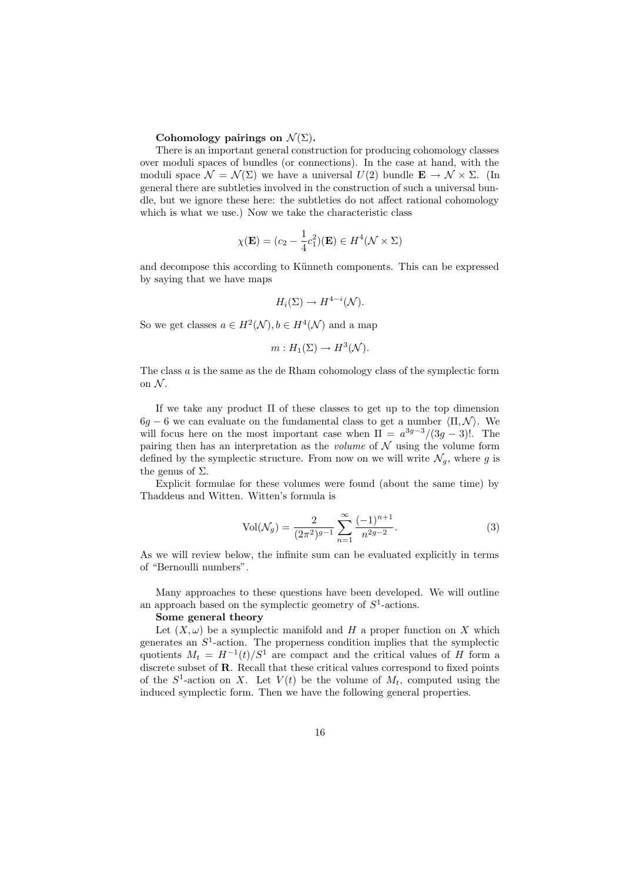**Cohomology pairings on $\mathcal{N}(\Sigma)$.**

There is an important general construction for producing cohomology classes over moduli spaces of bundles (or connections). In the case at hand, with the moduli space $\mathcal{N} = \mathcal{N}(\Sigma)$ we have a universal $U(2)$ bundle $\mathbf{E} \to \mathcal{N} \times \Sigma$. (In general there are subtleties involved in the construction of such a universal bundle, but we ignore these here: the subtleties do not affect rational cohomology which is what we use.) Now we take the characteristic class

$$\chi(\mathbf{E}) = (c_2 - \frac{1}{4}c_1^2)(\mathbf{E}) \in H^4(\mathcal{N} \times \Sigma)$$

and decompose this according to Künneth components. This can be expressed by saying that we have maps

$$H_i(\Sigma) \to H^{4-i}(\mathcal{N}).$$

So we get classes $a \in H^2(\mathcal{N}), b \in H^4(\mathcal{N})$ and a map

$$m : H_1(\Sigma) \to H^3(\mathcal{N}).$$

The class $a$ is the same as the de Rham cohomology class of the symplectic form on $\mathcal{N}$.

If we take any product $\Pi$ of these classes to get up to the top dimension $6g - 6$ we can evaluate on the fundamental class to get a number $\langle \Pi, \mathcal{N} \rangle$. We will focus here on the most important case when $\Pi = a^{3g-3}/(3g-3)!$. The pairing then has an interpretation as the *volume* of $\mathcal{N}$ using the volume form defined by the symplectic structure. From now on we will write $\mathcal{N}_g$, where $g$ is the genus of $\Sigma$.

Explicit formulae for these volumes were found (about the same time) by Thaddeus and Witten. Witten's formula is

$$\mathrm{Vol}(\mathcal{N}_g) = \frac{2}{(2\pi^2)^{g-1}} \sum_{n=1}^{\infty} \frac{(-1)^{n+1}}{n^{2g-2}}. \tag{3}$$

As we will review below, the infinite sum can be evaluated explicitly in terms of "Bernoulli numbers".

Many approaches to these questions have been developed. We will outline an approach based on the symplectic geometry of $S^1$-actions.

**Some general theory**

Let $(X, \omega)$ be a symplectic manifold and $H$ a proper function on $X$ which generates an $S^1$-action. The properness condition implies that the symplectic quotients $M_t = H^{-1}(t)/S^1$ are compact and the critical values of $H$ form a discrete subset of $\mathbf{R}$. Recall that these critical values correspond to fixed points of the $S^1$-action on $X$. Let $V(t)$ be the volume of $M_t$, computed using the induced symplectic form. Then we have the following general properties.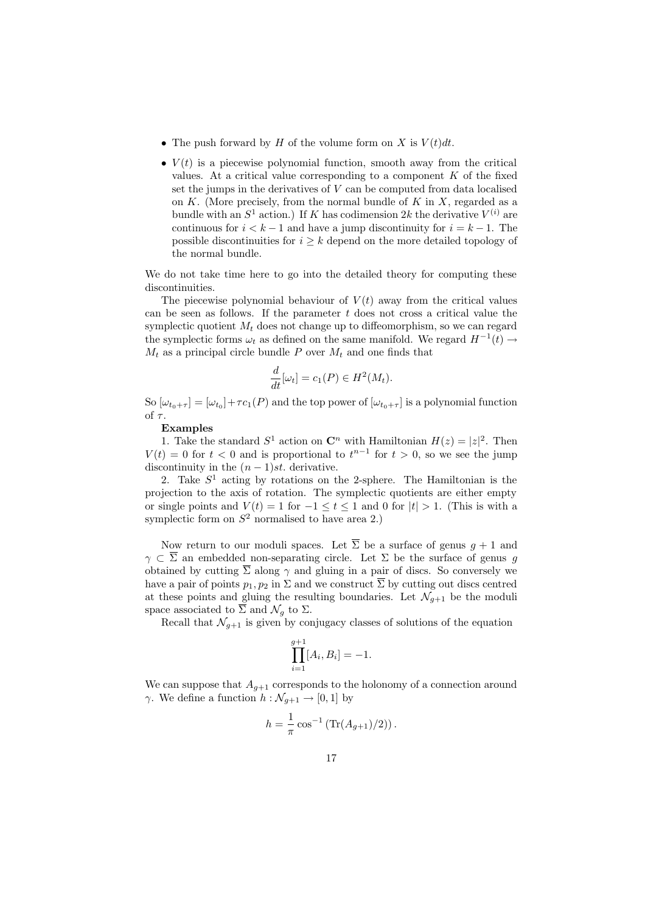- The push forward by $H$ of the volume form on $X$ is $V(t)dt$.
- $V(t)$ is a piecewise polynomial function, smooth away from the critical values. At a critical value corresponding to a component $K$ of the fixed set the jumps in the derivatives of $V$ can be computed from data localised on $K$. (More precisely, from the normal bundle of $K$ in $X$, regarded as a bundle with an $S^1$ action.) If $K$ has codimension $2k$ the derivative $V^{(i)}$ are continuous for $i < k-1$ and have a jump discontinuity for $i = k-1$. The possible discontinuities for $i \geq k$ depend on the more detailed topology of the normal bundle.

We do not take time here to go into the detailed theory for computing these discontinuities.

The piecewise polynomial behaviour of $V(t)$ away from the critical values can be seen as follows. If the parameter $t$ does not cross a critical value the symplectic quotient $M_t$ does not change up to diffeomorphism, so we can regard the symplectic forms $\omega_t$ as defined on the same manifold. We regard $H^{-1}(t) \to M_t$ as a principal circle bundle $P$ over $M_t$ and one finds that

$$\frac{d}{dt}[\omega_t] = c_1(P) \in H^2(M_t).$$

So $[\omega_{t_0+\tau}] = [\omega_{t_0}] + \tau c_1(P)$ and the top power of $[\omega_{t_0+\tau}]$ is a polynomial function of $\tau$.

**Examples**

1. Take the standard $S^1$ action on $\mathbf{C}^n$ with Hamiltonian $H(z) = |z|^2$. Then $V(t) = 0$ for $t < 0$ and is proportional to $t^{n-1}$ for $t > 0$, so we see the jump discontinuity in the $(n-1)st.$ derivative.

2. Take $S^1$ acting by rotations on the 2-sphere. The Hamiltonian is the projection to the axis of rotation. The symplectic quotients are either empty or single points and $V(t) = 1$ for $-1 \leq t \leq 1$ and 0 for $|t| > 1$. (This is with a symplectic form on $S^2$ normalised to have area 2.)

Now return to our moduli spaces. Let $\overline{\Sigma}$ be a surface of genus $g+1$ and $\gamma \subset \overline{\Sigma}$ an embedded non-separating circle. Let $\Sigma$ be the surface of genus $g$ obtained by cutting $\overline{\Sigma}$ along $\gamma$ and gluing in a pair of discs. So conversely we have a pair of points $p_1, p_2$ in $\Sigma$ and we construct $\overline{\Sigma}$ by cutting out discs centred at these points and gluing the resulting boundaries. Let $\mathcal{N}_{g+1}$ be the moduli space associated to $\overline{\Sigma}$ and $\mathcal{N}_g$ to $\Sigma$.

Recall that $\mathcal{N}_{g+1}$ is given by conjugacy classes of solutions of the equation

$$\prod_{i=1}^{g+1} [A_i, B_i] = -1.$$

We can suppose that $A_{g+1}$ corresponds to the holonomy of a connection around $\gamma$. We define a function $h : \mathcal{N}_{g+1} \to [0,1]$ by

$$h = \frac{1}{\pi} \cos^{-1}\left(\mathrm{Tr}(A_{g+1})/2\right).$$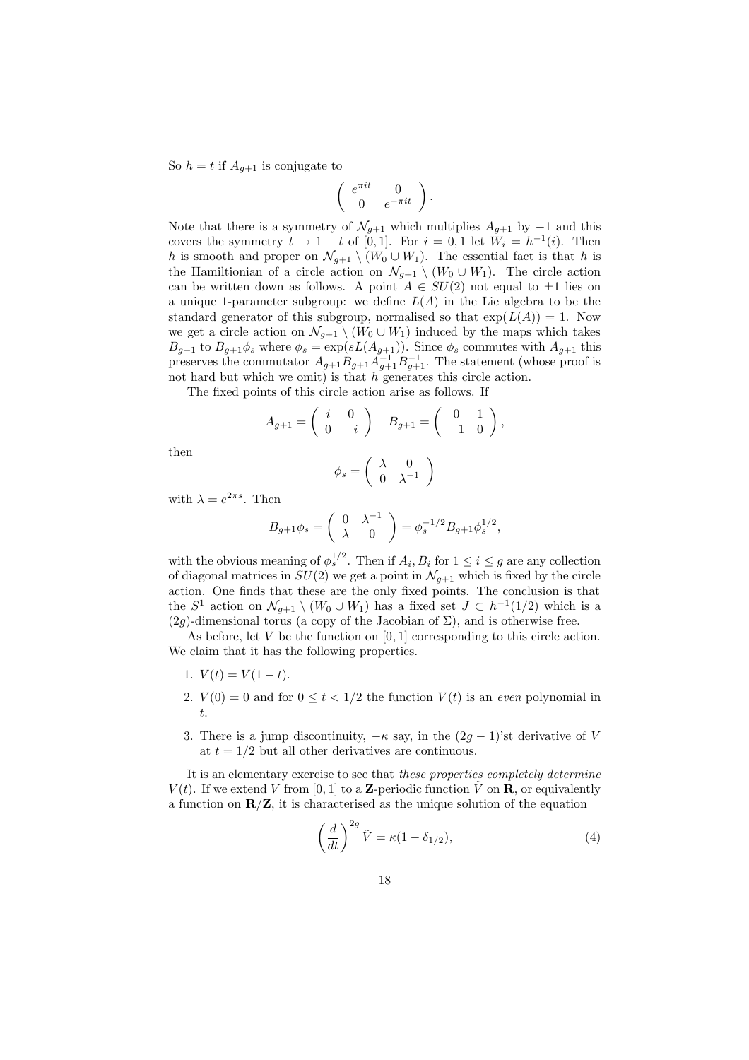So $h = t$ if $A_{g+1}$ is conjugate to

$$\begin{pmatrix} e^{\pi i t} & 0 \\ 0 & e^{-\pi i t} \end{pmatrix}.$$

Note that there is a symmetry of $\mathcal{N}_{g+1}$ which multiplies $A_{g+1}$ by $-1$ and this covers the symmetry $t \to 1-t$ of $[0,1]$. For $i = 0,1$ let $W_i = h^{-1}(i)$. Then $h$ is smooth and proper on $\mathcal{N}_{g+1} \setminus (W_0 \cup W_1)$. The essential fact is that $h$ is the Hamiltonian of a circle action on $\mathcal{N}_{g+1} \setminus (W_0 \cup W_1)$. The circle action can be written down as follows. A point $A \in SU(2)$ not equal to $\pm 1$ lies on a unique 1-parameter subgroup: we define $L(A)$ in the Lie algebra to be the standard generator of this subgroup, normalised so that $\exp(L(A)) = 1$. Now we get a circle action on $\mathcal{N}_{g+1} \setminus (W_0 \cup W_1)$ induced by the maps which takes $B_{g+1}$ to $B_{g+1}\phi_s$ where $\phi_s = \exp(sL(A_{g+1}))$. Since $\phi_s$ commutes with $A_{g+1}$ this preserves the commutator $A_{g+1}B_{g+1}A_{g+1}^{-1}B_{g+1}^{-1}$. The statement (whose proof is not hard but which we omit) is that $h$ generates this circle action.

The fixed points of this circle action arise as follows. If

$$A_{g+1} = \begin{pmatrix} i & 0 \\ 0 & -i \end{pmatrix} \quad B_{g+1} = \begin{pmatrix} 0 & 1 \\ -1 & 0 \end{pmatrix},$$

then

$$\phi_s = \begin{pmatrix} \lambda & 0 \\ 0 & \lambda^{-1} \end{pmatrix}$$

with $\lambda = e^{2\pi s}$. Then

$$B_{g+1}\phi_s = \begin{pmatrix} 0 & \lambda^{-1} \\ \lambda & 0 \end{pmatrix} = \phi_s^{-1/2} B_{g+1} \phi_s^{1/2},$$

with the obvious meaning of $\phi_s^{1/2}$. Then if $A_i, B_i$ for $1 \leq i \leq g$ are any collection of diagonal matrices in $SU(2)$ we get a point in $\mathcal{N}_{g+1}$ which is fixed by the circle action. One finds that these are the only fixed points. The conclusion is that the $S^1$ action on $\mathcal{N}_{g+1} \setminus (W_0 \cup W_1)$ has a fixed set $J \subset h^{-1}(1/2)$ which is a $(2g)$-dimensional torus (a copy of the Jacobian of $\Sigma$), and is otherwise free.

As before, let $V$ be the function on $[0,1]$ corresponding to this circle action. We claim that it has the following properties.

1. $V(t) = V(1-t)$.
2. $V(0) = 0$ and for $0 \leq t < 1/2$ the function $V(t)$ is an *even* polynomial in $t$.
3. There is a jump discontinuity, $-\kappa$ say, in the $(2g-1)$'st derivative of $V$ at $t = 1/2$ but all other derivatives are continuous.

It is an elementary exercise to see that *these properties completely determine* $V(t)$. If we extend $V$ from $[0,1]$ to a $\mathbf{Z}$-periodic function $\tilde{V}$ on $\mathbf{R}$, or equivalently a function on $\mathbf{R}/\mathbf{Z}$, it is characterised as the unique solution of the equation

$$\left(\frac{d}{dt}\right)^{2g} \tilde{V} = \kappa(1 - \delta_{1/2}), \tag{4}$$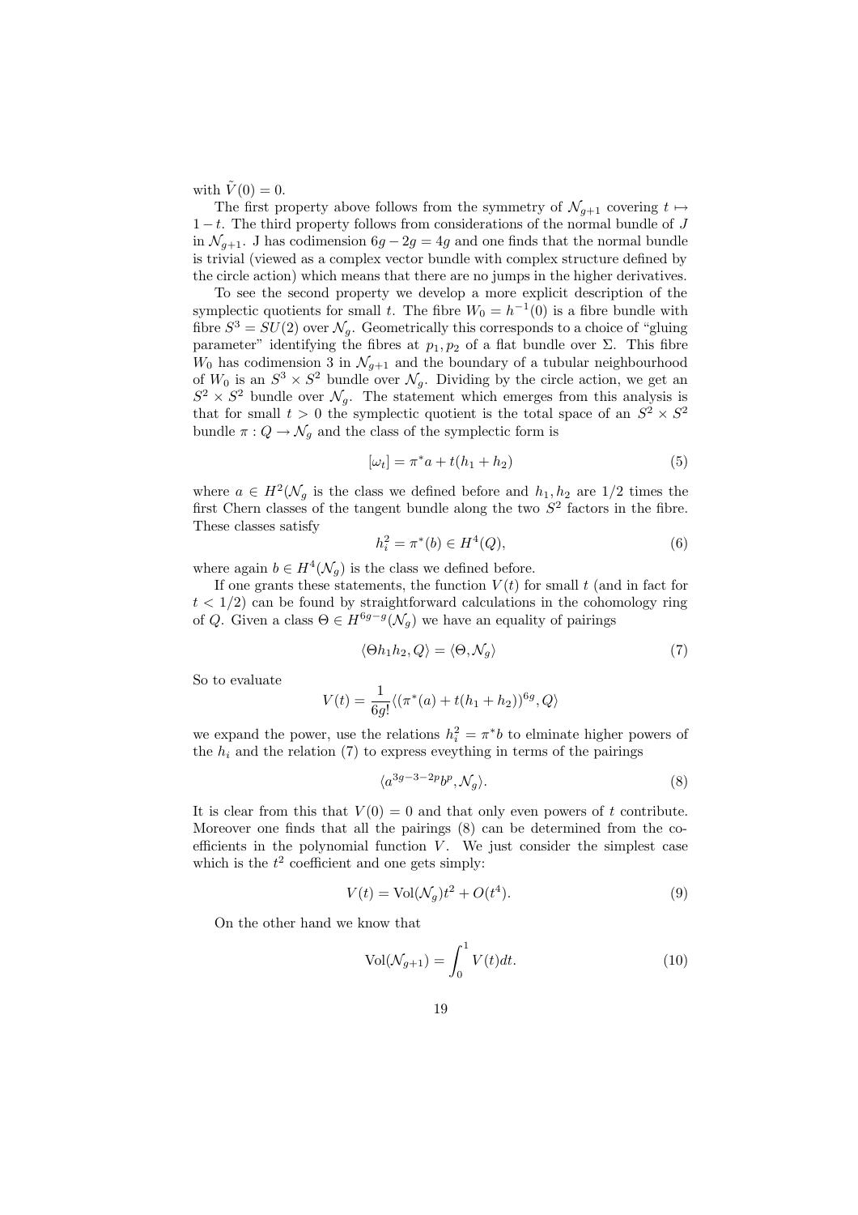with $\tilde{V}(0) = 0$.

The first property above follows from the symmetry of $\mathcal{N}_{g+1}$ covering $t \mapsto 1-t$. The third property follows from considerations of the normal bundle of $J$ in $\mathcal{N}_{g+1}$. J has codimension $6g - 2g = 4g$ and one finds that the normal bundle is trivial (viewed as a complex vector bundle with complex structure defined by the circle action) which means that there are no jumps in the higher derivatives.

To see the second property we develop a more explicit description of the symplectic quotients for small $t$. The fibre $W_0 = h^{-1}(0)$ is a fibre bundle with fibre $S^3 = SU(2)$ over $\mathcal{N}_g$. Geometrically this corresponds to a choice of "gluing parameter" identifying the fibres at $p_1, p_2$ of a flat bundle over $\Sigma$. This fibre $W_0$ has codimension 3 in $\mathcal{N}_{g+1}$ and the boundary of a tubular neighbourhood of $W_0$ is an $S^3 \times S^2$ bundle over $\mathcal{N}_g$. Dividing by the circle action, we get an $S^2 \times S^2$ bundle over $\mathcal{N}_g$. The statement which emerges from this analysis is that for small $t > 0$ the symplectic quotient is the total space of an $S^2 \times S^2$ bundle $\pi : Q \to \mathcal{N}_g$ and the class of the symplectic form is

$$[\omega_t] = \pi^* a + t(h_1 + h_2) \tag{5}$$

where $a \in H^2(\mathcal{N}_g$ is the class we defined before and $h_1, h_2$ are $1/2$ times the first Chern classes of the tangent bundle along the two $S^2$ factors in the fibre. These classes satisfy

$$h_i^2 = \pi^*(b) \in H^4(Q), \tag{6}$$

where again $b \in H^4(\mathcal{N}_g)$ is the class we defined before.

If one grants these statements, the function $V(t)$ for small $t$ (and in fact for $t < 1/2$) can be found by straightforward calculations in the cohomology ring of $Q$. Given a class $\Theta \in H^{6g-g}(\mathcal{N}_g)$ we have an equality of pairings

$$\langle \Theta h_1 h_2, Q \rangle = \langle \Theta, \mathcal{N}_g \rangle \tag{7}$$

So to evaluate

$$V(t) = \frac{1}{6g!} \langle (\pi^*(a) + t(h_1 + h_2))^{6g}, Q \rangle$$

we expand the power, use the relations $h_i^2 = \pi^* b$ to elminate higher powers of the $h_i$ and the relation (7) to express eveything in terms of the pairings

$$\langle a^{3g-3-2p} b^p, \mathcal{N}_g \rangle. \tag{8}$$

It is clear from this that $V(0) = 0$ and that only even powers of $t$ contribute. Moreover one finds that all the pairings (8) can be determined from the coefficients in the polynomial function $V$. We just consider the simplest case which is the $t^2$ coefficient and one gets simply:

$$V(t) = \mathrm{Vol}(\mathcal{N}_g) t^2 + O(t^4). \tag{9}$$

On the other hand we know that

$$\mathrm{Vol}(\mathcal{N}_{g+1}) = \int_0^1 V(t) dt. \tag{10}$$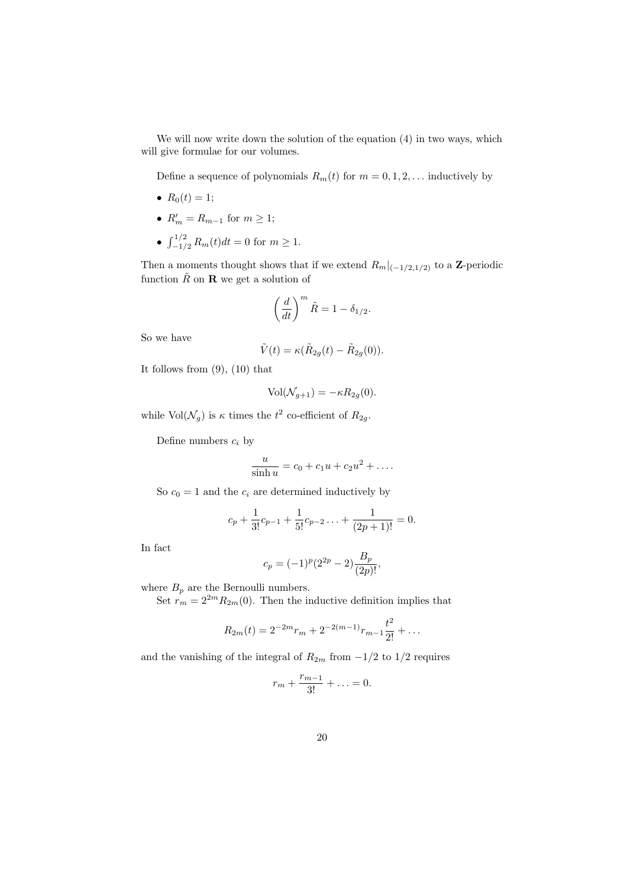We will now write down the solution of the equation (4) in two ways, which will give formulae for our volumes.

Define a sequence of polynomials $R_m(t)$ for $m = 0, 1, 2, \dots$ inductively by

- $R_0(t) = 1$;
- $R'_m = R_{m-1}$ for $m \geq 1$;
- $\int_{-1/2}^{1/2} R_m(t) dt = 0$ for $m \geq 1$.

Then a moments thought shows that if we extend $R_m|_{(-1/2,1/2)}$ to a $\mathbf{Z}$-periodic function $\tilde{R}$ on $\mathbf{R}$ we get a solution of

$$\left(\frac{d}{dt}\right)^m \tilde{R} = 1 - \delta_{1/2}.$$

So we have

$$\tilde{V}(t) = \kappa(\tilde{R}_{2g}(t) - \tilde{R}_{2g}(0)).$$

It follows from (9), (10) that

$$\mathrm{Vol}(\mathcal{N}_{g+1}) = -\kappa R_{2g}(0).$$

while $\mathrm{Vol}(\mathcal{N}_g)$ is $\kappa$ times the $t^2$ co-efficient of $R_{2g}$.

Define numbers $c_i$ by

$$\frac{u}{\sinh u} = c_0 + c_1 u + c_2 u^2 + \dots.$$

So $c_0 = 1$ and the $c_i$ are determined inductively by

$$c_p + \frac{1}{3!} c_{p-1} + \frac{1}{5!} c_{p-2} \dots + \frac{1}{(2p+1)!} = 0.$$

In fact

$$c_p = (-1)^p (2^{2p} - 2) \frac{B_p}{(2p)!},$$

where $B_p$ are the Bernoulli numbers.

Set $r_m = 2^{2m} R_{2m}(0)$. Then the inductive definition implies that

$$R_{2m}(t) = 2^{-2m} r_m + 2^{-2(m-1)} r_{m-1} \frac{t^2}{2!} + \dots$$

and the vanishing of the integral of $R_{2m}$ from $-1/2$ to $1/2$ requires

$$r_m + \frac{r_{m-1}}{3!} + \dots = 0.$$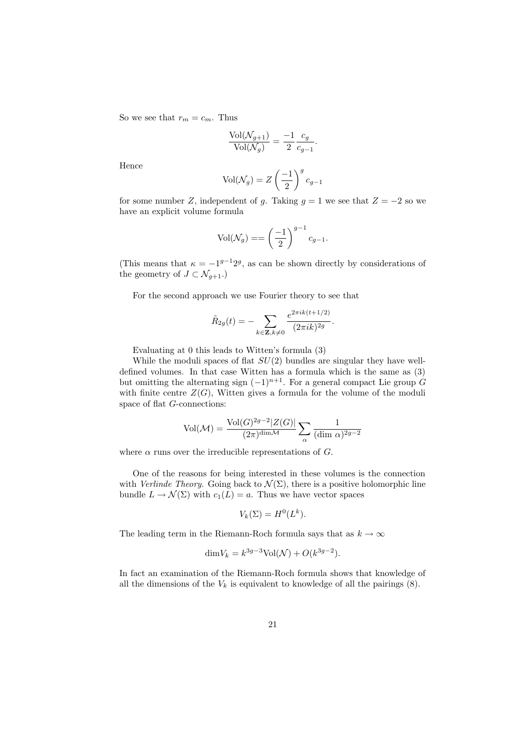So we see that $r_m = c_m$. Thus

$$\frac{\mathrm{Vol}(\mathcal{N}_{g+1})}{\mathrm{Vol}(\mathcal{N}_g)} = \frac{-1}{2}\frac{c_g}{c_{g-1}}.$$

Hence

$$\mathrm{Vol}(\mathcal{N}_g) = Z\left(\frac{-1}{2}\right)^g c_{g-1}$$

for some number $Z$, independent of $g$. Taking $g = 1$ we see that $Z = -2$ so we have an explicit volume formula

$$\mathrm{Vol}(\mathcal{N}_g) == \left(\frac{-1}{2}\right)^{g-1} c_{g-1}.$$

(This means that $\kappa = -1^{g-1}2^g$, as can be shown directly by considerations of the geometry of $J \subset \mathcal{N}_{g+1}$.)

For the second approach we use Fourier theory to see that

$$\tilde{R}_{2g}(t) = -\sum_{k\in\mathbf{Z},k\neq 0} \frac{e^{2\pi i k(t+1/2)}}{(2\pi i k)^{2g}}.$$

Evaluating at 0 this leads to Witten's formula (3)

While the moduli spaces of flat $SU(2)$ bundles are singular they have well-defined volumes. In that case Witten has a formula which is the same as (3) but omitting the alternating sign $(-1)^{n+1}$. For a general compact Lie group $G$ with finite centre $Z(G)$, Witten gives a formula for the volume of the moduli space of flat $G$-connections:

$$\mathrm{Vol}(\mathcal{M}) = \frac{\mathrm{Vol}(G)^{2g-2}|Z(G)|}{(2\pi)^{\dim\mathcal{M}}}\sum_\alpha \frac{1}{(\dim\,\alpha)^{2g-2}}$$

where $\alpha$ runs over the irreducible representations of $G$.

One of the reasons for being interested in these volumes is the connection with *Verlinde Theory*. Going back to $\mathcal{N}(\Sigma)$, there is a positive holomorphic line bundle $L \to \mathcal{N}(\Sigma)$ with $c_1(L) = a$. Thus we have vector spaces

$$V_k(\Sigma) = H^0(L^k).$$

The leading term in the Riemann-Roch formula says that as $k \to \infty$

$$\dim V_k = k^{3g-3}\mathrm{Vol}(\mathcal{N}) + O(k^{3g-2}).$$

In fact an examination of the Riemann-Roch formula shows that knowledge of all the dimensions of the $V_k$ is equivalent to knowledge of all the pairings (8).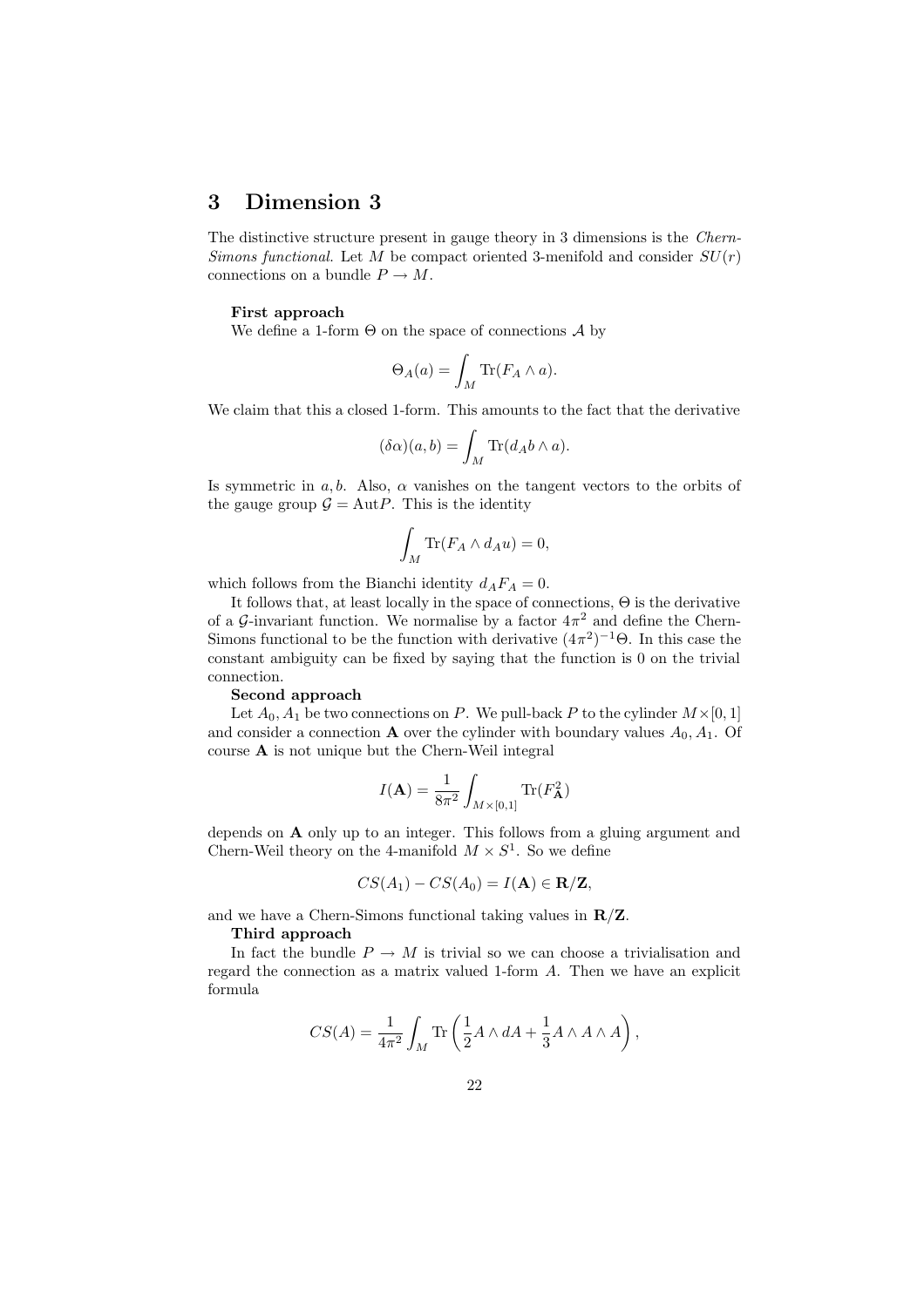## 3 Dimension 3

The distinctive structure present in gauge theory in 3 dimensions is the *Chern-Simons functional*. Let $M$ be compact oriented 3-menifold and consider $SU(r)$ connections on a bundle $P \to M$.

**First approach**
We define a 1-form $\Theta$ on the space of connections $\mathcal{A}$ by

$$\Theta_A(a) = \int_M \mathrm{Tr}(F_A \wedge a).$$

We claim that this a closed 1-form. This amounts to the fact that the derivative

$$(\delta\alpha)(a,b) = \int_M \mathrm{Tr}(d_A b \wedge a).$$

Is symmetric in $a, b$. Also, $\alpha$ vanishes on the tangent vectors to the orbits of the gauge group $\mathcal{G} = \mathrm{Aut} P$. This is the identity

$$\int_M \mathrm{Tr}(F_A \wedge d_A u) = 0,$$

which follows from the Bianchi identity $d_A F_A = 0$.

It follows that, at least locally in the space of connections, $\Theta$ is the derivative of a $\mathcal{G}$-invariant function. We normalise by a factor $4\pi^2$ and define the Chern-Simons functional to be the function with derivative $(4\pi^2)^{-1}\Theta$. In this case the constant ambiguity can be fixed by saying that the function is 0 on the trivial connection.

**Second approach**
Let $A_0, A_1$ be two connections on $P$. We pull-back $P$ to the cylinder $M \times [0,1]$ and consider a connection $\mathbf{A}$ over the cylinder with boundary values $A_0, A_1$. Of course $\mathbf{A}$ is not unique but the Chern-Weil integral

$$I(\mathbf{A}) = \frac{1}{8\pi^2} \int_{M \times [0,1]} \mathrm{Tr}(F_{\mathbf{A}}^2)$$

depends on $\mathbf{A}$ only up to an integer. This follows from a gluing argument and Chern-Weil theory on the 4-manifold $M \times S^1$. So we define

$$CS(A_1) - CS(A_0) = I(\mathbf{A}) \in \mathbf{R}/\mathbf{Z},$$

and we have a Chern-Simons functional taking values in $\mathbf{R}/\mathbf{Z}$.

**Third approach**
In fact the bundle $P \to M$ is trivial so we can choose a trivialisation and regard the connection as a matrix valued 1-form $A$. Then we have an explicit formula

$$CS(A) = \frac{1}{4\pi^2} \int_M \mathrm{Tr}\left(\frac{1}{2} A \wedge dA + \frac{1}{3} A \wedge A \wedge A\right),$$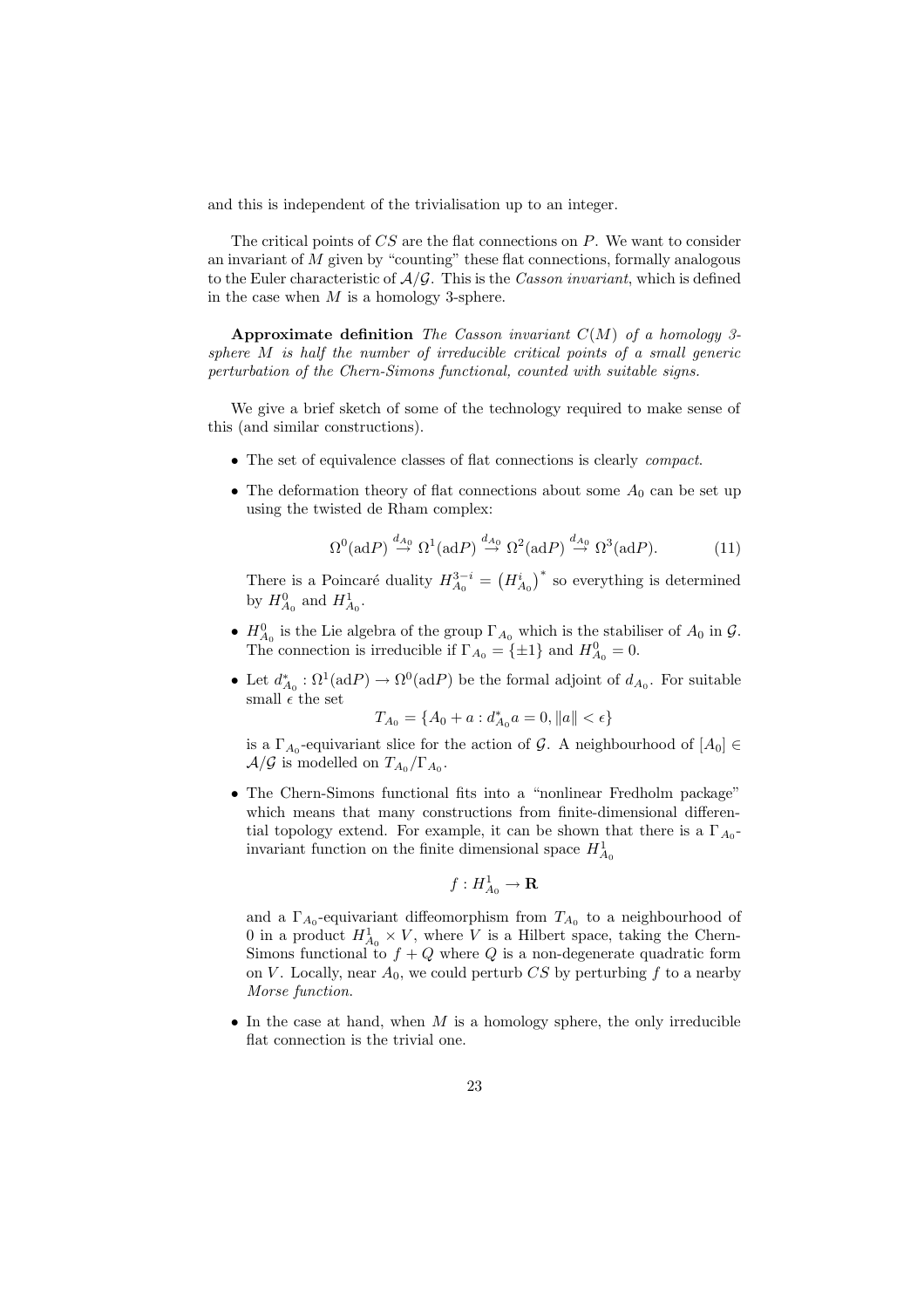and this is independent of the trivialisation up to an integer.

The critical points of $CS$ are the flat connections on $P$. We want to consider an invariant of $M$ given by "counting" these flat connections, formally analogous to the Euler characteristic of $\mathcal{A}/\mathcal{G}$. This is the *Casson invariant*, which is defined in the case when $M$ is a homology 3-sphere.

**Approximate definition** *The Casson invariant $C(M)$ of a homology 3-sphere $M$ is half the number of irreducible critical points of a small generic perturbation of the Chern-Simons functional, counted with suitable signs.*

We give a brief sketch of some of the technology required to make sense of this (and similar constructions).

- The set of equivalence classes of flat connections is clearly *compact*.
- The deformation theory of flat connections about some $A_0$ can be set up using the twisted de Rham complex:

$$\Omega^0(\mathrm{ad}P) \stackrel{d_{A_0}}{\to} \Omega^1(\mathrm{ad}P) \stackrel{d_{A_0}}{\to} \Omega^2(\mathrm{ad}P) \stackrel{d_{A_0}}{\to} \Omega^3(\mathrm{ad}P). \tag{11}$$

  There is a Poincaré duality $H^{3-i}_{A_0} = \left(H^i_{A_0}\right)^*$ so everything is determined by $H^0_{A_0}$ and $H^1_{A_0}$.
- $H^0_{A_0}$ is the Lie algebra of the group $\Gamma_{A_0}$ which is the stabiliser of $A_0$ in $\mathcal{G}$. The connection is irreducible if $\Gamma_{A_0} = \{\pm 1\}$ and $H^0_{A_0} = 0$.
- Let $d^*_{A_0} : \Omega^1(\mathrm{ad}P) \to \Omega^0(\mathrm{ad}P)$ be the formal adjoint of $d_{A_0}$. For suitable small $\epsilon$ the set

$$T_{A_0} = \{A_0 + a : d^*_{A_0} a = 0, \|a\| < \epsilon\}$$

  is a $\Gamma_{A_0}$-equivariant slice for the action of $\mathcal{G}$. A neighbourhood of $[A_0] \in \mathcal{A}/\mathcal{G}$ is modelled on $T_{A_0}/\Gamma_{A_0}$.
- The Chern-Simons functional fits into a "nonlinear Fredholm package" which means that many constructions from finite-dimensional differential topology extend. For example, it can be shown that there is a $\Gamma_{A_0}$-invariant function on the finite dimensional space $H^1_{A_0}$

$$f : H^1_{A_0} \to \mathbf{R}$$

  and a $\Gamma_{A_0}$-equivariant diffeomorphism from $T_{A_0}$ to a neighbourhood of 0 in a product $H^1_{A_0} \times V$, where $V$ is a Hilbert space, taking the Chern-Simons functional to $f + Q$ where $Q$ is a non-degenerate quadratic form on $V$. Locally, near $A_0$, we could perturb $CS$ by perturbing $f$ to a nearby *Morse function.*
- In the case at hand, when $M$ is a homology sphere, the only irreducible flat connection is the trivial one.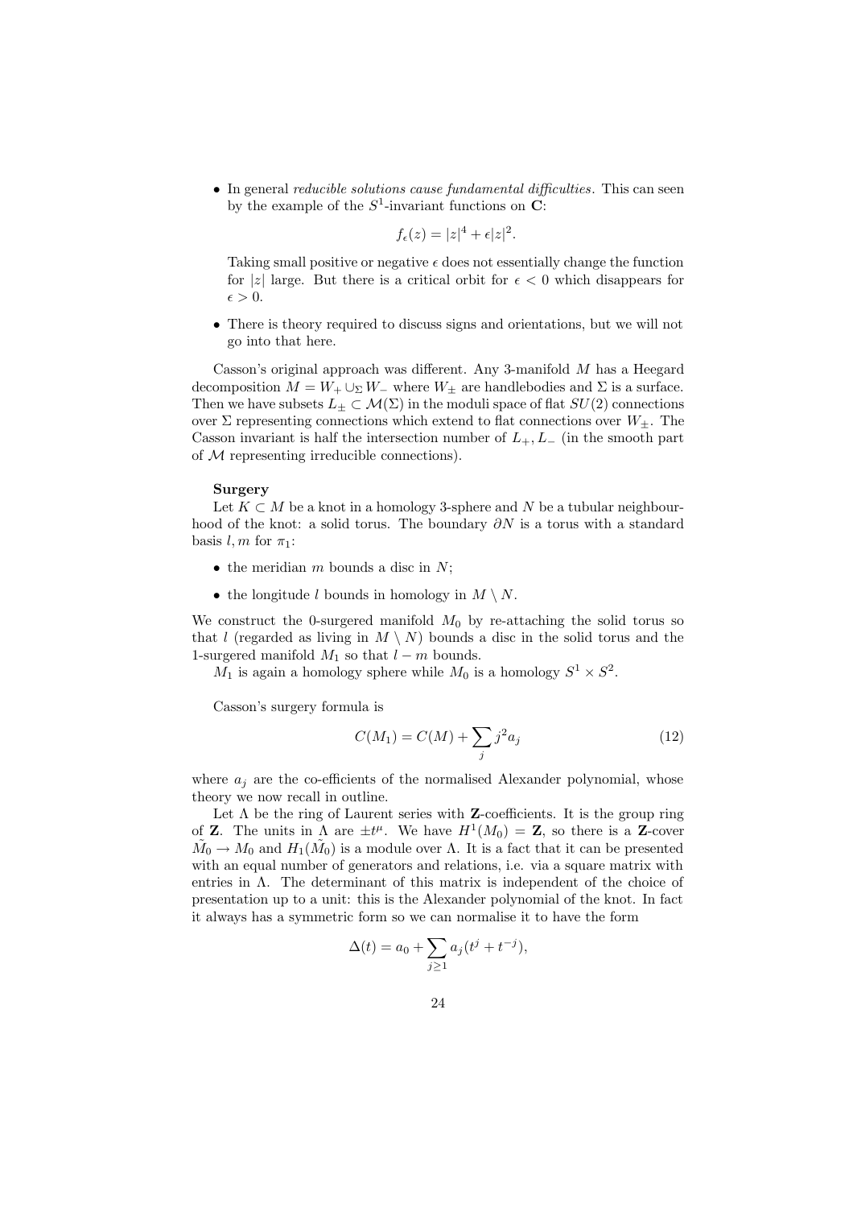- In general *reducible solutions cause fundamental difficulties*. This can seen by the example of the $S^1$-invariant functions on $\mathbf{C}$:

$$f_\epsilon(z) = |z|^4 + \epsilon |z|^2.$$

  Taking small positive or negative $\epsilon$ does not essentially change the function for $|z|$ large. But there is a critical orbit for $\epsilon < 0$ which disappears for $\epsilon > 0$.

- There is theory required to discuss signs and orientations, but we will not go into that here.

Casson's original approach was different. Any 3-manifold $M$ has a Heegard decomposition $M = W_+ \cup_\Sigma W_-$ where $W_\pm$ are handlebodies and $\Sigma$ is a surface. Then we have subsets $L_\pm \subset \mathcal{M}(\Sigma)$ in the moduli space of flat $SU(2)$ connections over $\Sigma$ representing connections which extend to flat connections over $W_\pm$. The Casson invariant is half the intersection number of $L_+, L_-$ (in the smooth part of $\mathcal{M}$ representing irreducible connections).

**Surgery**

Let $K \subset M$ be a knot in a homology 3-sphere and $N$ be a tubular neighbourhood of the knot: a solid torus. The boundary $\partial N$ is a torus with a standard basis $l, m$ for $\pi_1$:

- the meridian $m$ bounds a disc in $N$;
- the longitude $l$ bounds in homology in $M \setminus N$.

We construct the 0-surgered manifold $M_0$ by re-attaching the solid torus so that $l$ (regarded as living in $M \setminus N$) bounds a disc in the solid torus and the 1-surgered manifold $M_1$ so that $l - m$ bounds.

$M_1$ is again a homology sphere while $M_0$ is a homology $S^1 \times S^2$.

Casson's surgery formula is

$$C(M_1) = C(M) + \sum_j j^2 a_j \tag{12}$$

where $a_j$ are the co-efficients of the normalised Alexander polynomial, whose theory we now recall in outline.

Let $\Lambda$ be the ring of Laurent series with $\mathbf{Z}$-coefficients. It is the group ring of $\mathbf{Z}$. The units in $\Lambda$ are $\pm t^\mu$. We have $H^1(M_0) = \mathbf{Z}$, so there is a $\mathbf{Z}$-cover $\tilde{M}_0 \to M_0$ and $H_1(\tilde{M}_0)$ is a module over $\Lambda$. It is a fact that it can be presented with an equal number of generators and relations, i.e. via a square matrix with entries in $\Lambda$. The determinant of this matrix is independent of the choice of presentation up to a unit: this is the Alexander polynomial of the knot. In fact it always has a symmetric form so we can normalise it to have the form

$$\Delta(t) = a_0 + \sum_{j \geq 1} a_j (t^j + t^{-j}),$$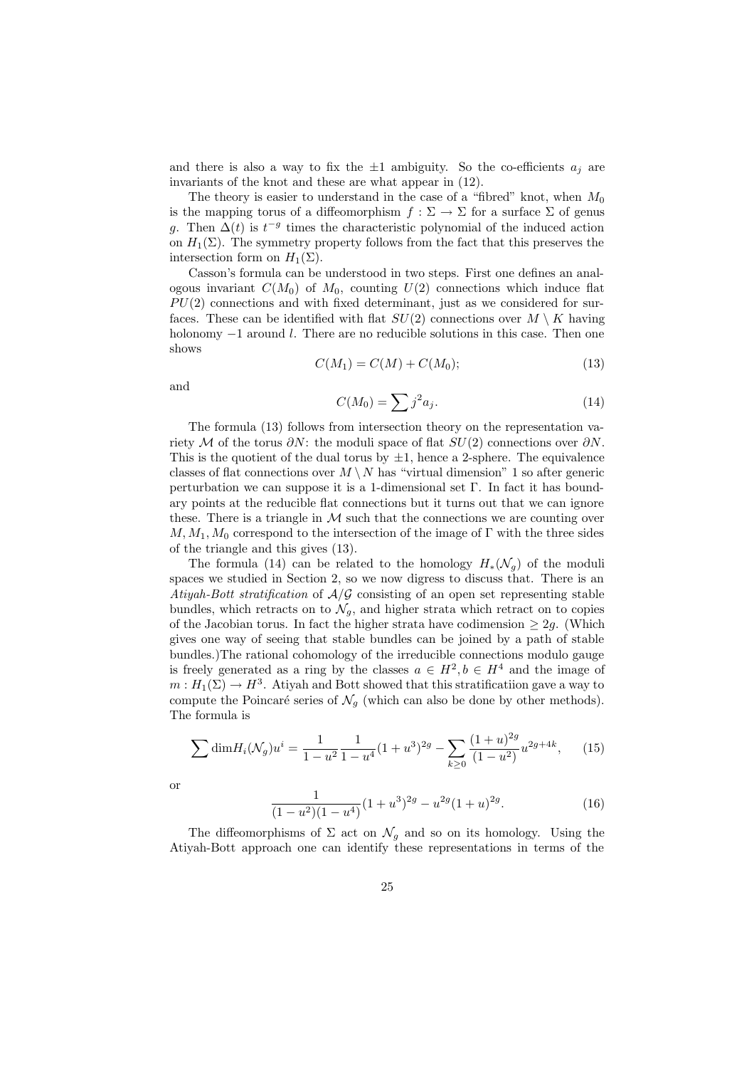and there is also a way to fix the $\pm 1$ ambiguity. So the co-efficients $a_j$ are invariants of the knot and these are what appear in (12).

The theory is easier to understand in the case of a "fibred" knot, when $M_0$ is the mapping torus of a diffeomorphism $f : \Sigma \to \Sigma$ for a surface $\Sigma$ of genus $g$. Then $\Delta(t)$ is $t^{-g}$ times the characteristic polynomial of the induced action on $H_1(\Sigma)$. The symmetry property follows from the fact that this preserves the intersection form on $H_1(\Sigma)$.

Casson's formula can be understood in two steps. First one defines an analogous invariant $C(M_0)$ of $M_0$, counting $U(2)$ connections which induce flat $PU(2)$ connections and with fixed determinant, just as we considered for surfaces. These can be identified with flat $SU(2)$ connections over $M \setminus K$ having holonomy $-1$ around $l$. There are no reducible solutions in this case. Then one shows

$$C(M_1) = C(M) + C(M_0); \tag{13}$$

and

$$C(M_0) = \sum j^2 a_j. \tag{14}$$

The formula (13) follows from intersection theory on the representation variety $\mathcal{M}$ of the torus $\partial N$: the moduli space of flat $SU(2)$ connections over $\partial N$. This is the quotient of the dual torus by $\pm 1$, hence a 2-sphere. The equivalence classes of flat connections over $M \setminus N$ has "virtual dimension" 1 so after generic perturbation we can suppose it is a 1-dimensional set $\Gamma$. In fact it has boundary points at the reducible flat connections but it turns out that we can ignore these. There is a triangle in $\mathcal{M}$ such that the connections we are counting over $M, M_1, M_0$ correspond to the intersection of the image of $\Gamma$ with the three sides of the triangle and this gives (13).

The formula (14) can be related to the homology $H_*(\mathcal{N}_g)$ of the moduli spaces we studied in Section 2, so we now digress to discuss that. There is an *Atiyah-Bott stratification* of $\mathcal{A}/\mathcal{G}$ consisting of an open set representing stable bundles, which retracts on to $\mathcal{N}_g$, and higher strata which retract on to copies of the Jacobian torus. In fact the higher strata have codimension $\geq 2g$. (Which gives one way of seeing that stable bundles can be joined by a path of stable bundles.)The rational cohomology of the irreducible connections modulo gauge is freely generated as a ring by the classes $a \in H^2, b \in H^4$ and the image of $m : H_1(\Sigma) \to H^3$. Atiyah and Bott showed that this stratificatiion gave a way to compute the Poincaré series of $\mathcal{N}_g$ (which can also be done by other methods). The formula is

$$\sum \dim H_i(\mathcal{N}_g) u^i = \frac{1}{1-u^2}\frac{1}{1-u^4}(1+u^3)^{2g} - \sum_{k \geq 0} \frac{(1+u)^{2g}}{(1-u^2)} u^{2g+4k}, \tag{15}$$

or

$$\frac{1}{(1-u^2)(1-u^4)}(1+u^3)^{2g} - u^{2g}(1+u)^{2g}. \tag{16}$$

The diffeomorphisms of $\Sigma$ act on $\mathcal{N}_g$ and so on its homology. Using the Atiyah-Bott approach one can identify these representations in terms of the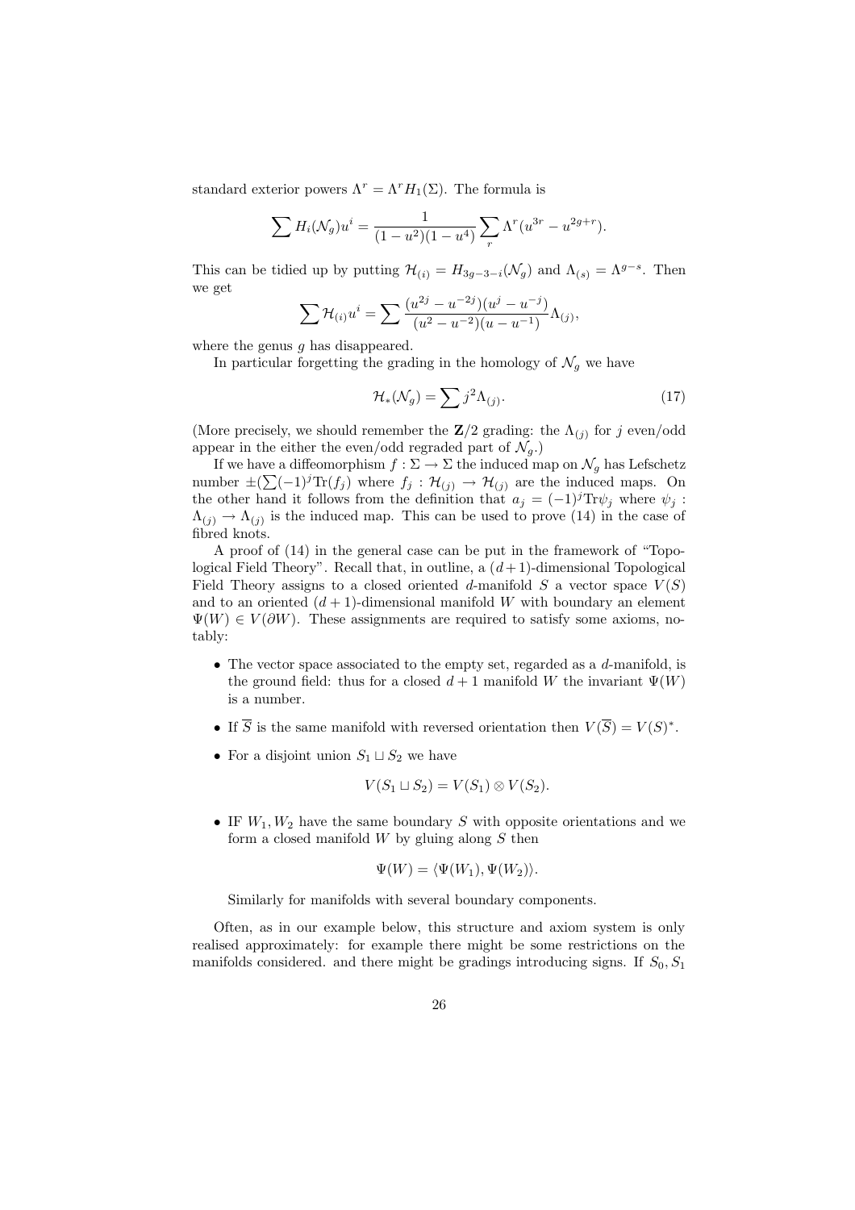standard exterior powers $\Lambda^r = \Lambda^r H_1(\Sigma)$. The formula is

$$\sum H_i(\mathcal{N}_g) u^i = \frac{1}{(1-u^2)(1-u^4)} \sum_r \Lambda^r (u^{3r} - u^{2g+r}).$$

This can be tidied up by putting $\mathcal{H}_{(i)} = H_{3g-3-i}(\mathcal{N}_g)$ and $\Lambda_{(s)} = \Lambda^{g-s}$. Then we get

$$\sum \mathcal{H}_{(i)} u^i = \sum \frac{(u^{2j} - u^{-2j})(u^j - u^{-j})}{(u^2 - u^{-2})(u - u^{-1})} \Lambda_{(j)},$$

where the genus $g$ has disappeared.

In particular forgetting the grading in the homology of $\mathcal{N}_g$ we have

$$\mathcal{H}_*(\mathcal{N}_g) = \sum j^2 \Lambda_{(j)}. \tag{17}$$

(More precisely, we should remember the $\mathbf{Z}/2$ grading: the $\Lambda_{(j)}$ for $j$ even/odd appear in the either the even/odd regraded part of $\mathcal{N}_g$.)

If we have a diffeomorphism $f : \Sigma \to \Sigma$ the induced map on $\mathcal{N}_g$ has Lefschetz number $\pm(\sum(-1)^j \mathrm{Tr}(f_j)$ where $f_j : \mathcal{H}_{(j)} \to \mathcal{H}_{(j)}$ are the induced maps. On the other hand it follows from the definition that $a_j = (-1)^j \mathrm{Tr}\psi_j$ where $\psi_j : \Lambda_{(j)} \to \Lambda_{(j)}$ is the induced map. This can be used to prove (14) in the case of fibred knots.

A proof of (14) in the general case can be put in the framework of "Topological Field Theory". Recall that, in outline, a $(d+1)$-dimensional Topological Field Theory assigns to a closed oriented $d$-manifold $S$ a vector space $V(S)$ and to an oriented $(d+1)$-dimensional manifold $W$ with boundary an element $\Psi(W) \in V(\partial W)$. These assignments are required to satisfy some axioms, notably:

- The vector space associated to the empty set, regarded as a $d$-manifold, is the ground field: thus for a closed $d+1$ manifold $W$ the invariant $\Psi(W)$ is a number.
- If $\overline{S}$ is the same manifold with reversed orientation then $V(\overline{S}) = V(S)^*$.
- For a disjoint union $S_1 \sqcup S_2$ we have

$$V(S_1 \sqcup S_2) = V(S_1) \otimes V(S_2).$$

- IF $W_1, W_2$ have the same boundary $S$ with opposite orientations and we form a closed manifold $W$ by gluing along $S$ then

$$\Psi(W) = \langle \Psi(W_1), \Psi(W_2) \rangle.$$

  Similarly for manifolds with several boundary components.

Often, as in our example below, this structure and axiom system is only realised approximately: for example there might be some restrictions on the manifolds considered. and there might be gradings introducing signs. If $S_0, S_1$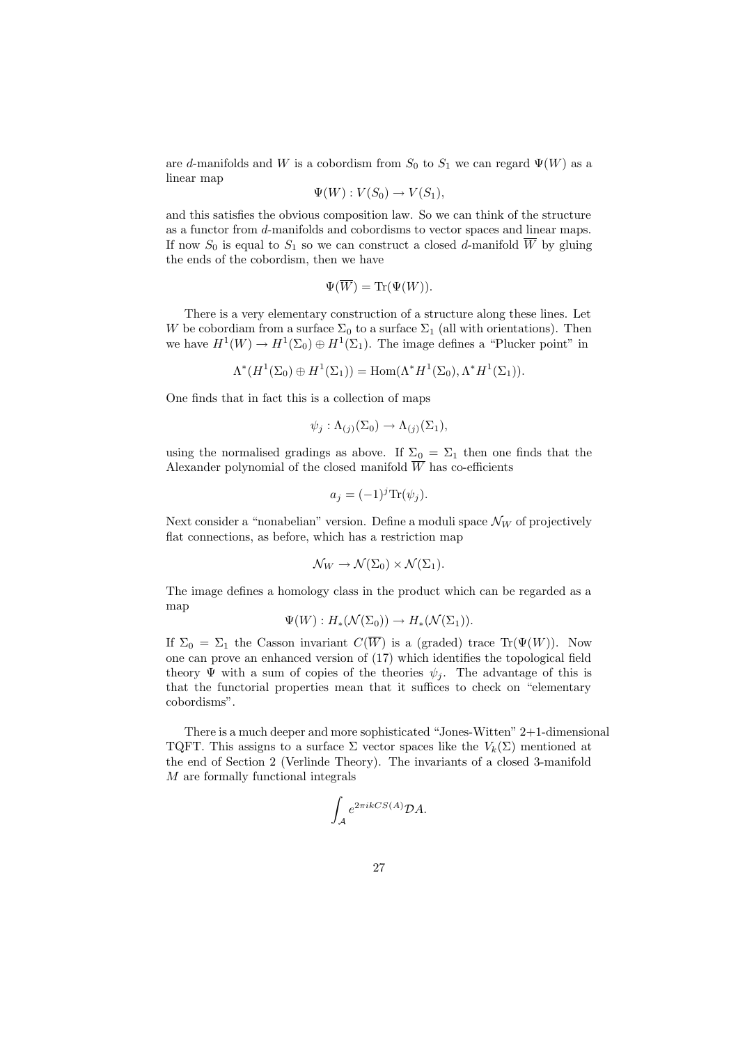are $d$-manifolds and $W$ is a cobordism from $S_0$ to $S_1$ we can regard $\Psi(W)$ as a linear map

$$\Psi(W) : V(S_0) \to V(S_1),$$

and this satisfies the obvious composition law. So we can think of the structure as a functor from $d$-manifolds and cobordisms to vector spaces and linear maps. If now $S_0$ is equal to $S_1$ so we can construct a closed $d$-manifold $\overline{W}$ by gluing the ends of the cobordism, then we have

$$\Psi(\overline{W}) = \mathrm{Tr}(\Psi(W)).$$

There is a very elementary construction of a structure along these lines. Let $W$ be cobordiam from a surface $\Sigma_0$ to a surface $\Sigma_1$ (all with orientations). Then we have $H^1(W) \to H^1(\Sigma_0) \oplus H^1(\Sigma_1)$. The image defines a "Plucker point" in

$$\Lambda^*(H^1(\Sigma_0) \oplus H^1(\Sigma_1)) = \mathrm{Hom}(\Lambda^* H^1(\Sigma_0), \Lambda^* H^1(\Sigma_1)).$$

One finds that in fact this is a collection of maps

$$\psi_j : \Lambda_{(j)}(\Sigma_0) \to \Lambda_{(j)}(\Sigma_1),$$

using the normalised gradings as above. If $\Sigma_0 = \Sigma_1$ then one finds that the Alexander polynomial of the closed manifold $\overline{W}$ has co-efficients

$$a_j = (-1)^j \mathrm{Tr}(\psi_j).$$

Next consider a "nonabelian" version. Define a moduli space $\mathcal{N}_W$ of projectively flat connections, as before, which has a restriction map

$$\mathcal{N}_W \to \mathcal{N}(\Sigma_0) \times \mathcal{N}(\Sigma_1).$$

The image defines a homology class in the product which can be regarded as a map

$$\Psi(W) : H_*(\mathcal{N}(\Sigma_0)) \to H_*(\mathcal{N}(\Sigma_1)).$$

If $\Sigma_0 = \Sigma_1$ the Casson invariant $C(\overline{W})$ is a (graded) trace $\mathrm{Tr}(\Psi(W))$. Now one can prove an enhanced version of (17) which identifies the topological field theory $\Psi$ with a sum of copies of the theories $\psi_j$. The advantage of this is that the functorial properties mean that it suffices to check on "elementary cobordisms".

There is a much deeper and more sophisticated "Jones-Witten" 2+1-dimensional TQFT. This assigns to a surface $\Sigma$ vector spaces like the $V_k(\Sigma)$ mentioned at the end of Section 2 (Verlinde Theory). The invariants of a closed 3-manifold $M$ are formally functional integrals

$$\int_{\mathcal{A}} e^{2\pi i k CS(A)} \mathcal{D}A.$$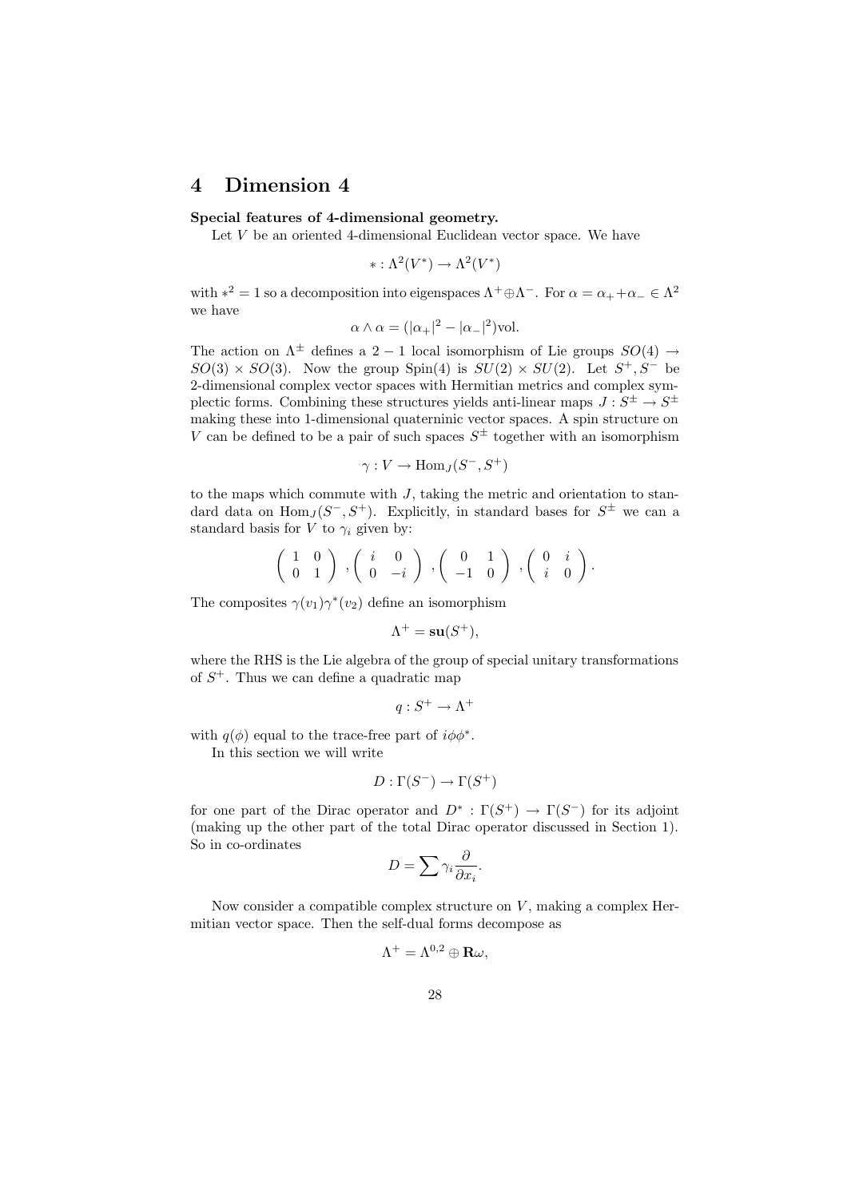# 4 Dimension 4

**Special features of 4-dimensional geometry.**

Let $V$ be an oriented 4-dimensional Euclidean vector space. We have

$$* : \Lambda^2(V^*) \rightarrow \Lambda^2(V^*)$$

with $*^2 = 1$ so a decomposition into eigenspaces $\Lambda^+ \oplus \Lambda^-$. For $\alpha = \alpha_+ + \alpha_- \in \Lambda^2$ we have

$$\alpha \wedge \alpha = (|\alpha_+|^2 - |\alpha_-|^2)\mathrm{vol}.$$

The action on $\Lambda^\pm$ defines a $2-1$ local isomorphism of Lie groups $SO(4) \rightarrow SO(3) \times SO(3)$. Now the group Spin(4) is $SU(2) \times SU(2)$. Let $S^+, S^-$ be 2-dimensional complex vector spaces with Hermitian metrics and complex symplectic forms. Combining these structures yields anti-linear maps $J : S^\pm \rightarrow S^\pm$ making these into 1-dimensional quaterninic vector spaces. A spin structure on $V$ can be defined to be a pair of such spaces $S^\pm$ together with an isomorphism

$$\gamma : V \rightarrow \mathrm{Hom}_J(S^-, S^+)$$

to the maps which commute with $J$, taking the metric and orientation to standard data on $\mathrm{Hom}_J(S^-, S^+)$. Explicitly, in standard bases for $S^\pm$ we can a standard basis for $V$ to $\gamma_i$ given by:

$$\begin{pmatrix} 1 & 0 \\ 0 & 1 \end{pmatrix}, \begin{pmatrix} i & 0 \\ 0 & -i \end{pmatrix}, \begin{pmatrix} 0 & 1 \\ -1 & 0 \end{pmatrix}, \begin{pmatrix} 0 & i \\ i & 0 \end{pmatrix}.$$

The composites $\gamma(v_1)\gamma^*(v_2)$ define an isomorphism

$$\Lambda^+ = \mathbf{su}(S^+),$$

where the RHS is the Lie algebra of the group of special unitary transformations of $S^+$. Thus we can define a quadratic map

$$q : S^+ \rightarrow \Lambda^+$$

with $q(\phi)$ equal to the trace-free part of $i\phi\phi^*$.

In this section we will write

$$D : \Gamma(S^-) \rightarrow \Gamma(S^+)$$

for one part of the Dirac operator and $D^* : \Gamma(S^+) \rightarrow \Gamma(S^-)$ for its adjoint (making up the other part of the total Dirac operator discussed in Section 1). So in co-ordinates

$$D = \sum \gamma_i \frac{\partial}{\partial x_i}.$$

Now consider a compatible complex structure on $V$, making a complex Hermitian vector space. Then the self-dual forms decompose as

$$\Lambda^+ = \Lambda^{0,2} \oplus \mathbf{R}\omega,$$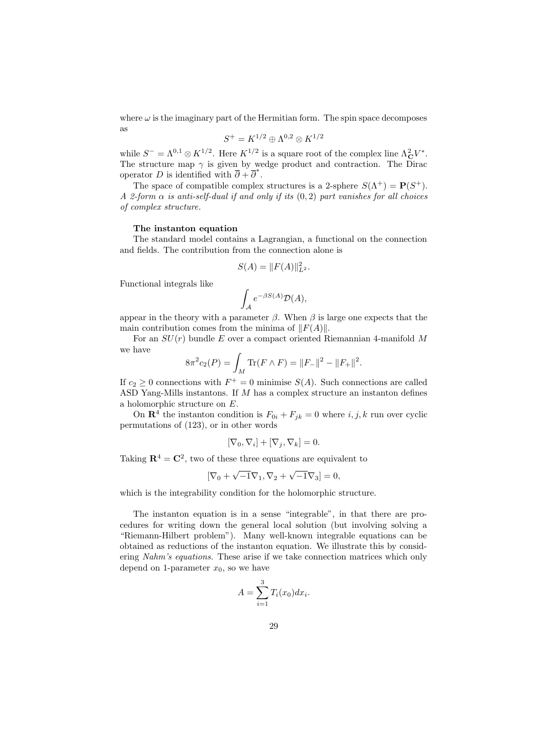where $\omega$ is the imaginary part of the Hermitian form. The spin space decomposes as

$$S^+ = K^{1/2} \oplus \Lambda^{0,2} \otimes K^{1/2}$$

while $S^- = \Lambda^{0,1} \otimes K^{1/2}$. Here $K^{1/2}$ is a square root of the complex line $\Lambda^2_{\mathbf{C}} V^*$. The structure map $\gamma$ is given by wedge product and contraction. The Dirac operator $D$ is identified with $\overline{\partial} + \overline{\partial}^*$.

The space of compatible complex structures is a 2-sphere $S(\Lambda^+) = \mathbf{P}(S^+)$. *A 2-form $\alpha$ is anti-self-dual if and only if its $(0,2)$ part vanishes for all choices of complex structure.*

**The instanton equation**

The standard model contains a Lagrangian, a functional on the connection and fields. The contribution from the connection alone is

$$S(A) = \|F(A)\|^2_{L^2}.$$

Functional integrals like

$$\int_{\mathcal{A}} e^{-\beta S(A)} \mathcal{D}(A),$$

appear in the theory with a parameter $\beta$. When $\beta$ is large one expects that the main contribution comes from the minima of $\|F(A)\|$.

For an $SU(r)$ bundle $E$ over a compact oriented Riemannian 4-manifold $M$ we have

$$8\pi^2 c_2(P) = \int_M \mathrm{Tr}(F \wedge F) = \|F_-\|^2 - \|F_+\|^2.$$

If $c_2 \geq 0$ connections with $F^+ = 0$ minimise $S(A)$. Such connections are called ASD Yang-Mills instantons. If $M$ has a complex structure an instanton defines a holomorphic structure on $E$.

On $\mathbf{R}^4$ the instanton condition is $F_{0i} + F_{jk} = 0$ where $i, j, k$ run over cyclic permutations of (123), or in other words

$$[\nabla_0, \nabla_i] + [\nabla_j, \nabla_k] = 0.$$

Taking $\mathbf{R}^4 = \mathbf{C}^2$, two of these three equations are equivalent to

$$[\nabla_0 + \sqrt{-1}\nabla_1, \nabla_2 + \sqrt{-1}\nabla_3] = 0,$$

which is the integrability condition for the holomorphic structure.

The instanton equation is in a sense "integrable", in that there are procedures for writing down the general local solution (but involving solving a "Riemann-Hilbert problem"). Many well-known integrable equations can be obtained as reductions of the instanton equation. We illustrate this by considering *Nahm's equations*. These arise if we take connection matrices which only depend on 1-parameter $x_0$, so we have

$$A = \sum_{i=1}^{3} T_i(x_0) dx_i.$$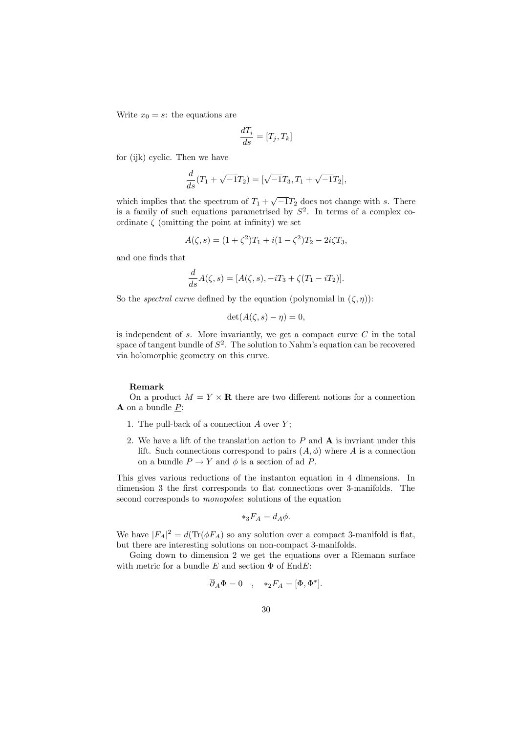Write $x_0 = s$: the equations are

$$\frac{dT_i}{ds} = [T_j, T_k]$$

for (ijk) cyclic. Then we have

$$\frac{d}{ds}(T_1 + \sqrt{-1}T_2) = [\sqrt{-1}T_3, T_1 + \sqrt{-1}T_2],$$

which implies that the spectrum of $T_1 + \sqrt{-1}T_2$ does not change with $s$. There is a family of such equations parametrised by $S^2$. In terms of a complex co-ordinate $\zeta$ (omitting the point at infinity) we set

$$A(\zeta, s) = (1 + \zeta^2)T_1 + i(1 - \zeta^2)T_2 - 2i\zeta T_3,$$

and one finds that

$$\frac{d}{ds}A(\zeta, s) = [A(\zeta, s), -iT_3 + \zeta(T_1 - iT_2)].$$

So the *spectral curve* defined by the equation (polynomial in $(\zeta, \eta)$):

$$\det(A(\zeta, s) - \eta) = 0,$$

is independent of $s$. More invariantly, we get a compact curve $C$ in the total space of tangent bundle of $S^2$. The solution to Nahm's equation can be recovered via holomorphic geometry on this curve.

**Remark**

On a product $M = Y \times \mathbf{R}$ there are two different notions for a connection $\mathbf{A}$ on a bundle $\underline{P}$:

1. The pull-back of a connection $A$ over $Y$;
2. We have a lift of the translation action to $P$ and $\mathbf{A}$ is invriant under this lift. Such connections correspond to pairs $(A, \phi)$ where $A$ is a connection on a bundle $P \to Y$ and $\phi$ is a section of ad $P$.

This gives various reductions of the instanton equation in 4 dimensions. In dimension 3 the first corresponds to flat connections over 3-manifolds. The second corresponds to *monopoles*: solutions of the equation

$$*_3 F_A = d_A \phi.$$

We have $|F_A|^2 = d(\mathrm{Tr}(\phi F_A))$ so any solution over a compact 3-manifold is flat, but there are interesting solutions on non-compact 3-manifolds.

Going down to dimension 2 we get the equations over a Riemann surface with metric for a bundle $E$ and section $\Phi$ of End$E$:

$$\overline{\partial}_A \Phi = 0 \quad , \quad *_2 F_A = [\Phi, \Phi^*].$$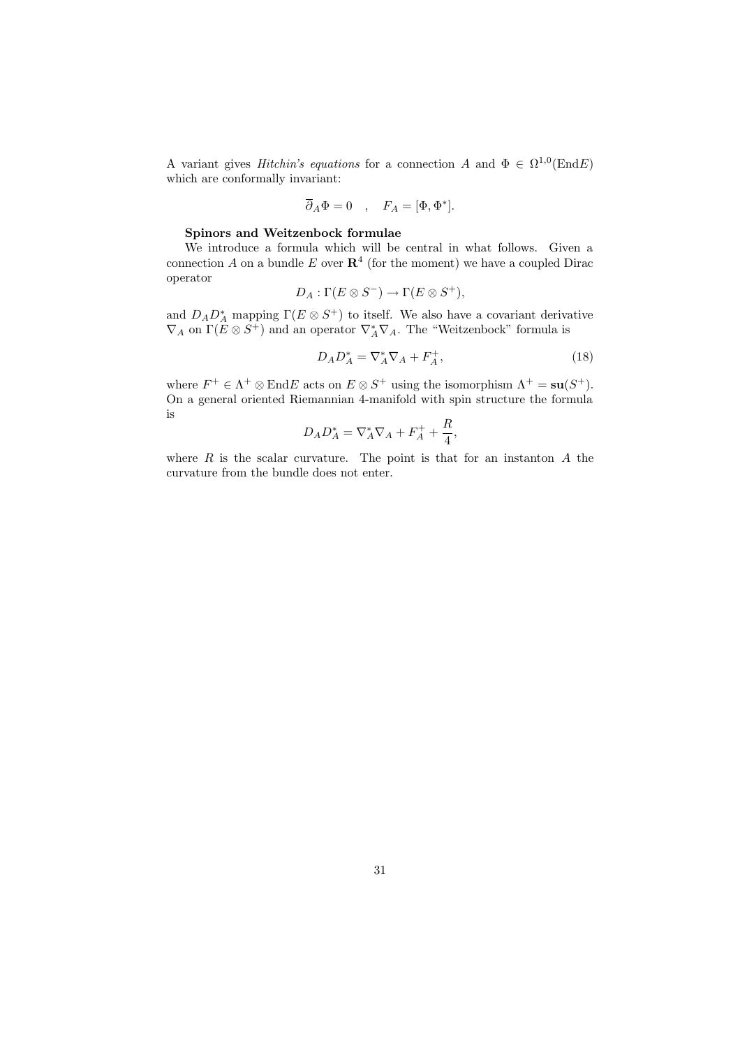A variant gives *Hitchin's equations* for a connection $A$ and $\Phi \in \Omega^{1,0}(\mathrm{End} E)$ which are conformally invariant:

$$\overline{\partial}_A \Phi = 0 \quad , \quad F_A = [\Phi, \Phi^*].$$

**Spinors and Weitzenbock formulae**

We introduce a formula which will be central in what follows. Given a connection $A$ on a bundle $E$ over $\mathbf{R}^4$ (for the moment) we have a coupled Dirac operator

$$D_A : \Gamma(E \otimes S^-) \to \Gamma(E \otimes S^+),$$

and $D_A D_A^*$ mapping $\Gamma(E \otimes S^+)$ to itself. We also have a covariant derivative $\nabla_A$ on $\Gamma(E \otimes S^+)$ and an operator $\nabla_A^* \nabla_A$. The "Weitzenbock" formula is

$$D_A D_A^* = \nabla_A^* \nabla_A + F_A^+, \tag{18}$$

where $F^+ \in \Lambda^+ \otimes \mathrm{End} E$ acts on $E \otimes S^+$ using the isomorphism $\Lambda^+ = \mathbf{su}(S^+)$. On a general oriented Riemannian 4-manifold with spin structure the formula is

$$D_A D_A^* = \nabla_A^* \nabla_A + F_A^+ + \frac{R}{4},$$

where $R$ is the scalar curvature. The point is that for an instanton $A$ the curvature from the bundle does not enter.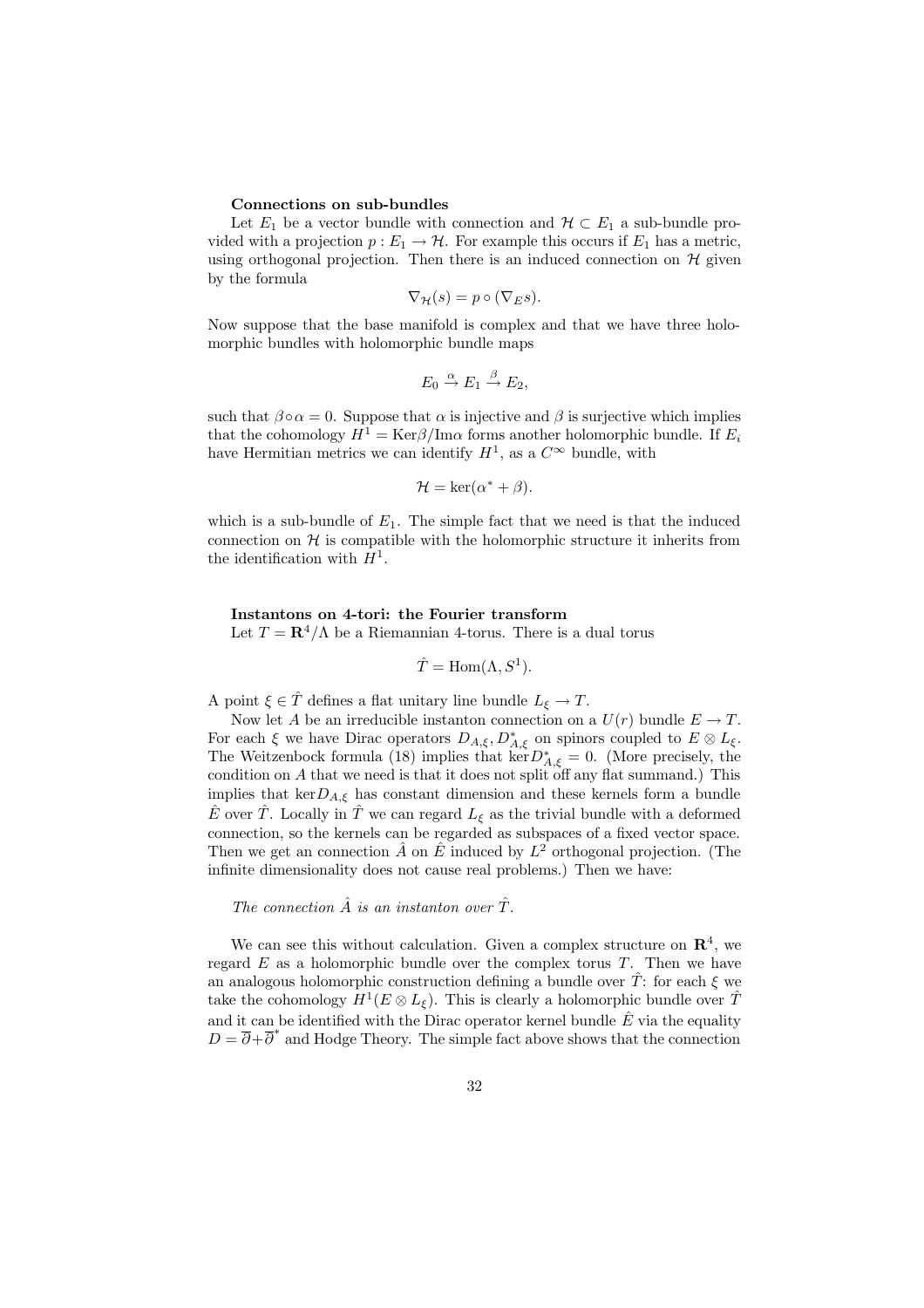**Connections on sub-bundles**

Let $E_1$ be a vector bundle with connection and $\mathcal{H} \subset E_1$ a sub-bundle provided with a projection $p : E_1 \to \mathcal{H}$. For example this occurs if $E_1$ has a metric, using orthogonal projection. Then there is an induced connection on $\mathcal{H}$ given by the formula

$$\nabla_{\mathcal{H}}(s) = p \circ (\nabla_E s).$$

Now suppose that the base manifold is complex and that we have three holomorphic bundles with holomorphic bundle maps

$$E_0 \xrightarrow{\alpha} E_1 \xrightarrow{\beta} E_2,$$

such that $\beta \circ \alpha = 0$. Suppose that $\alpha$ is injective and $\beta$ is surjective which implies that the cohomology $H^1 = \mathrm{Ker}\beta / \mathrm{Im}\alpha$ forms another holomorphic bundle. If $E_i$ have Hermitian metrics we can identify $H^1$, as a $C^\infty$ bundle, with

$$\mathcal{H} = \ker(\alpha^* + \beta).$$

which is a sub-bundle of $E_1$. The simple fact that we need is that the induced connection on $\mathcal{H}$ is compatible with the holomorphic structure it inherits from the identification with $H^1$.

**Instantons on 4-tori: the Fourier transform**

Let $T = \mathbf{R}^4/\Lambda$ be a Riemannian 4-torus. There is a dual torus

$$\hat{T} = \mathrm{Hom}(\Lambda, S^1).$$

A point $\xi \in \hat{T}$ defines a flat unitary line bundle $L_\xi \to T$.

Now let $A$ be an irreducible instanton connection on a $U(r)$ bundle $E \to T$. For each $\xi$ we have Dirac operators $D_{A,\xi}, D^*_{A,\xi}$ on spinors coupled to $E \otimes L_\xi$. The Weitzenbock formula (18) implies that $\ker D^*_{A,\xi} = 0$. (More precisely, the condition on $A$ that we need is that it does not split off any flat summand.) This implies that $\ker D_{A,\xi}$ has constant dimension and these kernels form a bundle $\hat{E}$ over $\hat{T}$. Locally in $\hat{T}$ we can regard $L_\xi$ as the trivial bundle with a deformed connection, so the kernels can be regarded as subspaces of a fixed vector space. Then we get an connection $\hat{A}$ on $\hat{E}$ induced by $L^2$ orthogonal projection. (The infinite dimensionality does not cause real problems.) Then we have:

*The connection $\hat{A}$ is an instanton over $\hat{T}$.*

We can see this without calculation. Given a complex structure on $\mathbf{R}^4$, we regard $E$ as a holomorphic bundle over the complex torus $T$. Then we have an analogous holomorphic construction defining a bundle over $\hat{T}$: for each $\xi$ we take the cohomology $H^1(E \otimes L_\xi)$. This is clearly a holomorphic bundle over $\hat{T}$ and it can be identified with the Dirac operator kernel bundle $\hat{E}$ via the equality $D = \overline{\partial} + \overline{\partial}^*$ and Hodge Theory. The simple fact above shows that the connection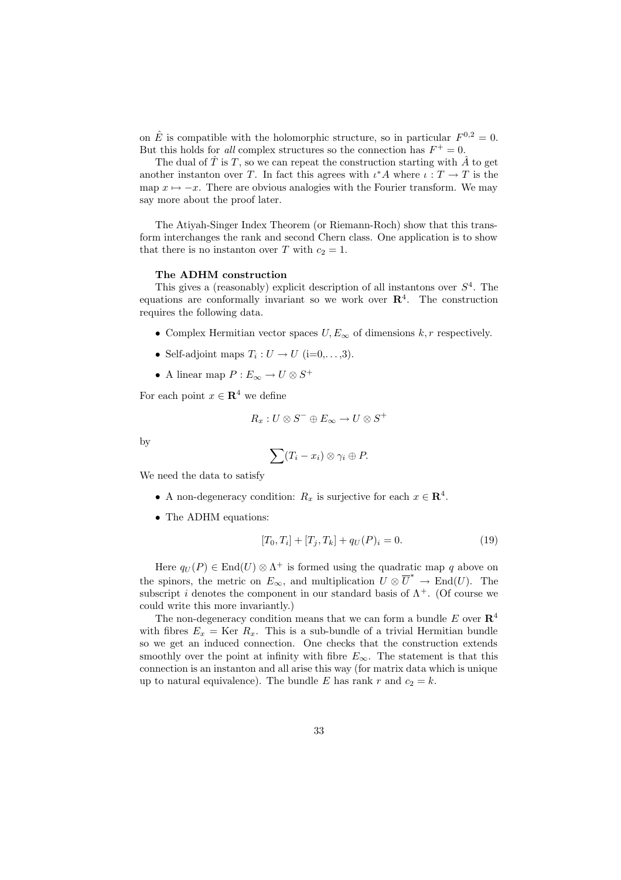on $\hat{E}$ is compatible with the holomorphic structure, so in particular $F^{0,2} = 0$. But this holds for *all* complex structures so the connection has $F^+ = 0$.

The dual of $\hat{T}$ is $T$, so we can repeat the construction starting with $\hat{A}$ to get another instanton over $T$. In fact this agrees with $\iota^* A$ where $\iota : T \to T$ is the map $x \mapsto -x$. There are obvious analogies with the Fourier transform. We may say more about the proof later.

The Atiyah-Singer Index Theorem (or Riemann-Roch) show that this transform interchanges the rank and second Chern class. One application is to show that there is no instanton over $T$ with $c_2 = 1$.

**The ADHM construction**

This gives a (reasonably) explicit description of all instantons over $S^4$. The equations are conformally invariant so we work over $\mathbf{R}^4$. The construction requires the following data.

- Complex Hermitian vector spaces $U, E_\infty$ of dimensions $k, r$ respectively.
- Self-adjoint maps $T_i : U \to U$ (i=0,…,3).
- A linear map $P : E_\infty \to U \otimes S^+$

For each point $x \in \mathbf{R}^4$ we define

$$R_x : U \otimes S^- \oplus E_\infty \to U \otimes S^+$$

by

$$\sum (T_i - x_i) \otimes \gamma_i \oplus P.$$

We need the data to satisfy

- A non-degeneracy condition: $R_x$ is surjective for each $x \in \mathbf{R}^4$.
- The ADHM equations:

$$[T_0, T_i] + [T_j, T_k] + q_U(P)_i = 0. \tag{19}$$

Here $q_U(P) \in \mathrm{End}(U) \otimes \Lambda^+$ is formed using the quadratic map $q$ above on the spinors, the metric on $E_\infty$, and multiplication $U \otimes \overline{U}^* \to \mathrm{End}(U)$. The subscript $i$ denotes the component in our standard basis of $\Lambda^+$. (Of course we could write this more invariantly.)

The non-degeneracy condition means that we can form a bundle $E$ over $\mathbf{R}^4$ with fibres $E_x = \mathrm{Ker}\ R_x$. This is a sub-bundle of a trivial Hermitian bundle so we get an induced connection. One checks that the construction extends smoothly over the point at infinity with fibre $E_\infty$. The statement is that this connection is an instanton and all arise this way (for matrix data which is unique up to natural equivalence). The bundle $E$ has rank $r$ and $c_2 = k$.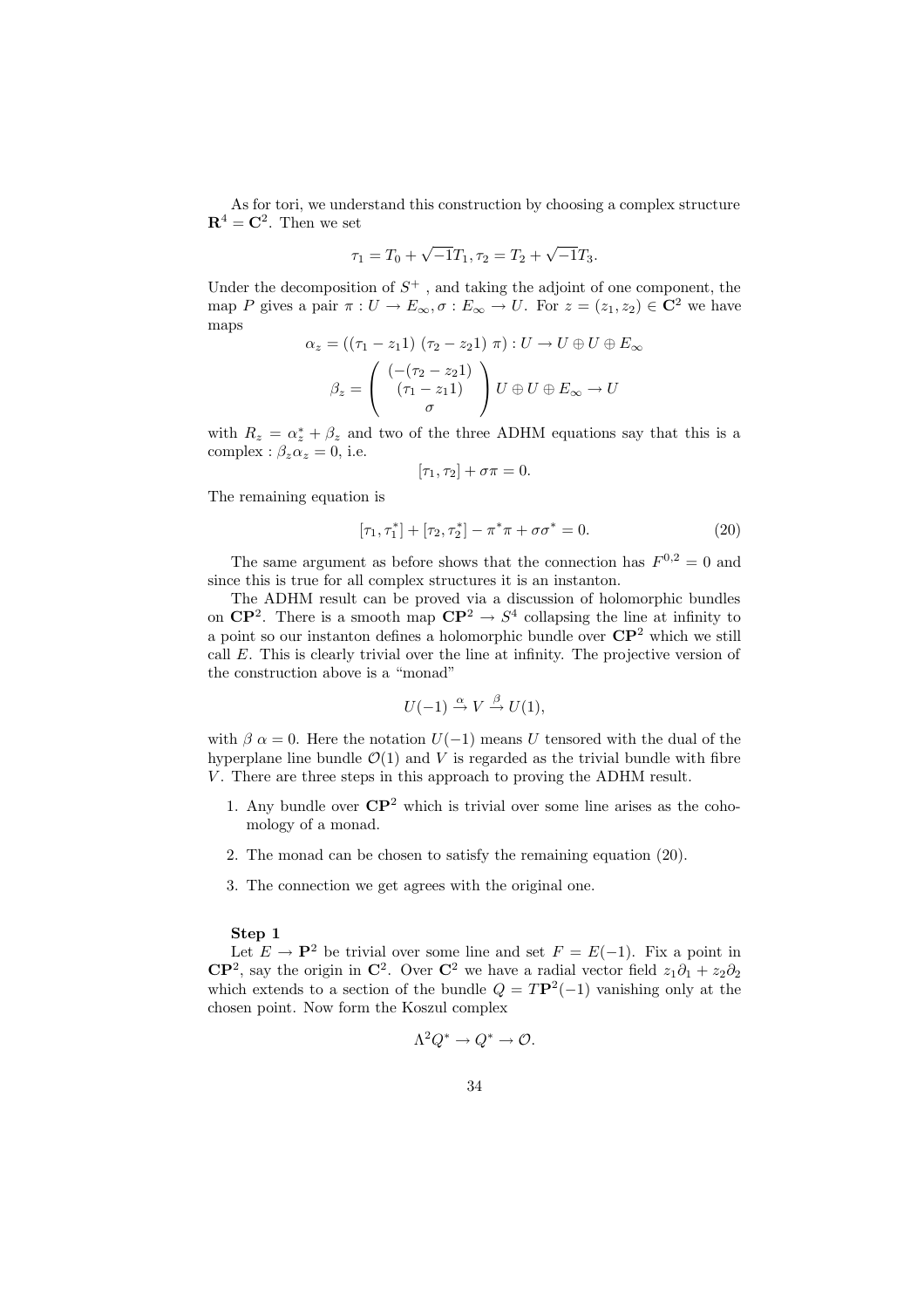As for tori, we understand this construction by choosing a complex structure $\mathbf{R}^4 = \mathbf{C}^2$. Then we set

$$\tau_1 = T_0 + \sqrt{-1}T_1, \tau_2 = T_2 + \sqrt{-1}T_3.$$

Under the decomposition of $S^+$ , and taking the adjoint of one component, the map $P$ gives a pair $\pi : U \to E_\infty, \sigma : E_\infty \to U$. For $z = (z_1, z_2) \in \mathbf{C}^2$ we have maps

$$\alpha_z = ((\tau_1 - z_1 1)\ (\tau_2 - z_2 1)\ \pi) : U \to U \oplus U \oplus E_\infty$$

$$\beta_z = \begin{pmatrix} (-(\tau_2 - z_2 1) \\ (\tau_1 - z_1 1) \\ \sigma \end{pmatrix} U \oplus U \oplus E_\infty \to U$$

with $R_z = \alpha_z^* + \beta_z$ and two of the three ADHM equations say that this is a complex : $\beta_z \alpha_z = 0$, i.e.

$$[\tau_1, \tau_2] + \sigma\pi = 0.$$

The remaining equation is

$$[\tau_1, \tau_1^*] + [\tau_2, \tau_2^*] - \pi^*\pi + \sigma\sigma^* = 0. \tag{20}$$

The same argument as before shows that the connection has $F^{0,2} = 0$ and since this is true for all complex structures it is an instanton.

The ADHM result can be proved via a discussion of holomorphic bundles on $\mathbf{CP}^2$. There is a smooth map $\mathbf{CP}^2 \to S^4$ collapsing the line at infinity to a point so our instanton defines a holomorphic bundle over $\mathbf{CP}^2$ which we still call $E$. This is clearly trivial over the line at infinity. The projective version of the construction above is a "monad"

$$U(-1) \xrightarrow{\alpha} V \xrightarrow{\beta} U(1),$$

with $\beta\ \alpha = 0$. Here the notation $U(-1)$ means $U$ tensored with the dual of the hyperplane line bundle $\mathcal{O}(1)$ and $V$ is regarded as the trivial bundle with fibre $V$. There are three steps in this approach to proving the ADHM result.

1. Any bundle over $\mathbf{CP}^2$ which is trivial over some line arises as the cohomology of a monad.
2. The monad can be chosen to satisfy the remaining equation (20).
3. The connection we get agrees with the original one.

**Step 1**

Let $E \to \mathbf{P}^2$ be trivial over some line and set $F = E(-1)$. Fix a point in $\mathbf{CP}^2$, say the origin in $\mathbf{C}^2$. Over $\mathbf{C}^2$ we have a radial vector field $z_1\partial_1 + z_2\partial_2$ which extends to a section of the bundle $Q = T\mathbf{P}^2(-1)$ vanishing only at the chosen point. Now form the Koszul complex

$$\Lambda^2 Q^* \to Q^* \to \mathcal{O}.$$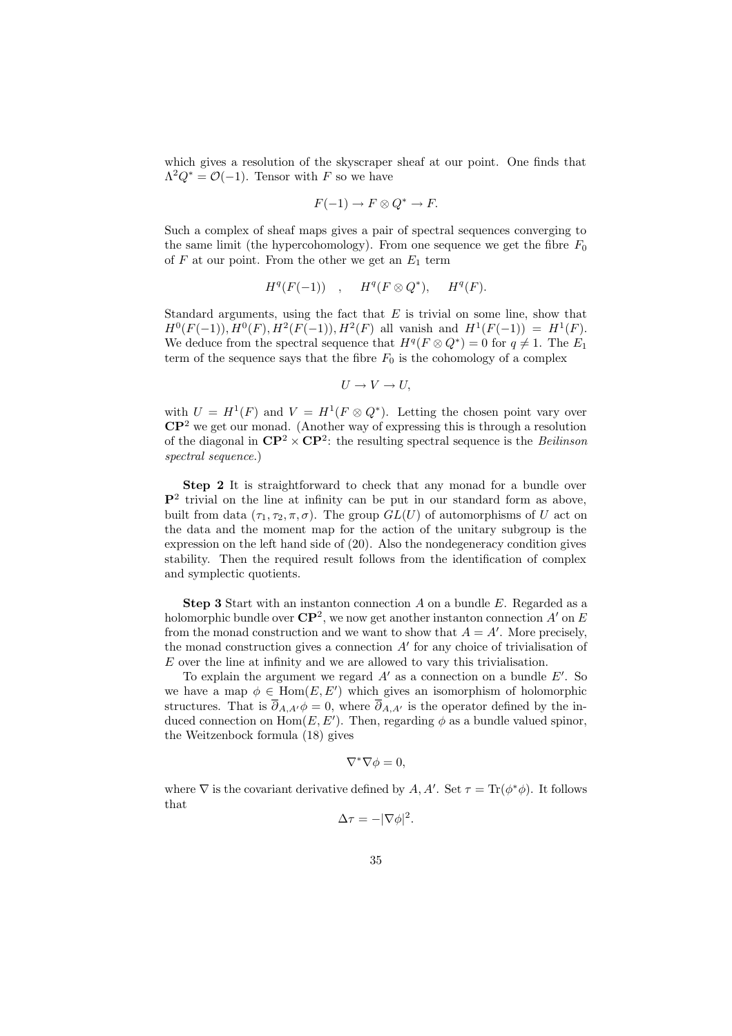which gives a resolution of the skyscraper sheaf at our point. One finds that $\Lambda^2 Q^* = \mathcal{O}(-1)$. Tensor with $F$ so we have

$$F(-1) \to F \otimes Q^* \to F.$$

Such a complex of sheaf maps gives a pair of spectral sequences converging to the same limit (the hypercohomology). From one sequence we get the fibre $F_0$ of $F$ at our point. From the other we get an $E_1$ term

$$H^q(F(-1)) \quad , \quad H^q(F \otimes Q^*), \quad H^q(F).$$

Standard arguments, using the fact that $E$ is trivial on some line, show that $H^0(F(-1)), H^0(F), H^2(F(-1)), H^2(F)$ all vanish and $H^1(F(-1)) = H^1(F)$. We deduce from the spectral sequence that $H^q(F \otimes Q^*) = 0$ for $q \neq 1$. The $E_1$ term of the sequence says that the fibre $F_0$ is the cohomology of a complex

$$U \to V \to U,$$

with $U = H^1(F)$ and $V = H^1(F \otimes Q^*)$. Letting the chosen point vary over $\mathbf{CP}^2$ we get our monad. (Another way of expressing this is through a resolution of the diagonal in $\mathbf{CP}^2 \times \mathbf{CP}^2$: the resulting spectral sequence is the *Beilinson spectral sequence*.)

**Step 2** It is straightforward to check that any monad for a bundle over $\mathbf{P}^2$ trivial on the line at infinity can be put in our standard form as above, built from data $(\tau_1, \tau_2, \pi, \sigma)$. The group $GL(U)$ of automorphisms of $U$ act on the data and the moment map for the action of the unitary subgroup is the expression on the left hand side of (20). Also the nondegeneracy condition gives stability. Then the required result follows from the identification of complex and symplectic quotients.

**Step 3** Start with an instanton connection $A$ on a bundle $E$. Regarded as a holomorphic bundle over $\mathbf{CP}^2$, we now get another instanton connection $A'$ on $E$ from the monad construction and we want to show that $A = A'$. More precisely, the monad construction gives a connection $A'$ for any choice of trivialisation of $E$ over the line at infinity and we are allowed to vary this trivialisation.

To explain the argument we regard $A'$ as a connection on a bundle $E'$. So we have a map $\phi \in \mathrm{Hom}(E, E')$ which gives an isomorphism of holomorphic structures. That is $\overline{\partial}_{A,A'}\phi = 0$, where $\overline{\partial}_{A,A'}$ is the operator defined by the induced connection on $\mathrm{Hom}(E, E')$. Then, regarding $\phi$ as a bundle valued spinor, the Weitzenbock formula (18) gives

$$\nabla^* \nabla \phi = 0,$$

where $\nabla$ is the covariant derivative defined by $A, A'$. Set $\tau = \mathrm{Tr}(\phi^* \phi)$. It follows that

$$\Delta \tau = -|\nabla \phi|^2.$$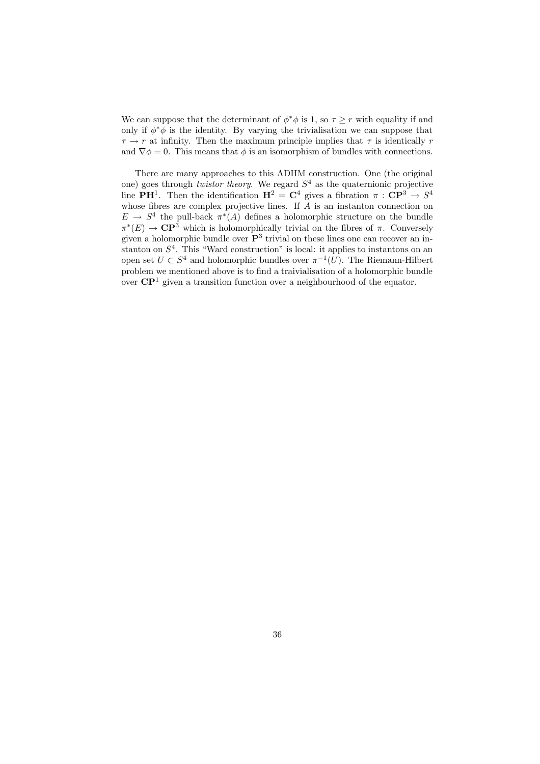We can suppose that the determinant of $\phi^*\phi$ is 1, so $\tau \geq r$ with equality if and only if $\phi^*\phi$ is the identity. By varying the trivialisation we can suppose that $\tau \to r$ at infinity. Then the maximum principle implies that $\tau$ is identically $r$ and $\nabla\phi = 0$. This means that $\phi$ is an isomorphism of bundles with connections.

There are many approaches to this ADHM construction. One (the original one) goes through *twistor theory*. We regard $S^4$ as the quaternionic projective line $\mathbf{PH}^1$. Then the identification $\mathbf{H}^2 = \mathbf{C}^4$ gives a fibration $\pi : \mathbf{CP}^3 \to S^4$ whose fibres are complex projective lines. If $A$ is an instanton connection on $E \to S^4$ the pull-back $\pi^*(A)$ defines a holomorphic structure on the bundle $\pi^*(E) \to \mathbf{CP}^3$ which is holomorphically trivial on the fibres of $\pi$. Conversely given a holomorphic bundle over $\mathbf{P}^3$ trivial on these lines one can recover an instanton on $S^4$. This "Ward construction" is local: it applies to instantons on an open set $U \subset S^4$ and holomorphic bundles over $\pi^{-1}(U)$. The Riemann-Hilbert problem we mentioned above is to find a traivialisation of a holomorphic bundle over $\mathbf{CP}^1$ given a transition function over a neighbourhood of the equator.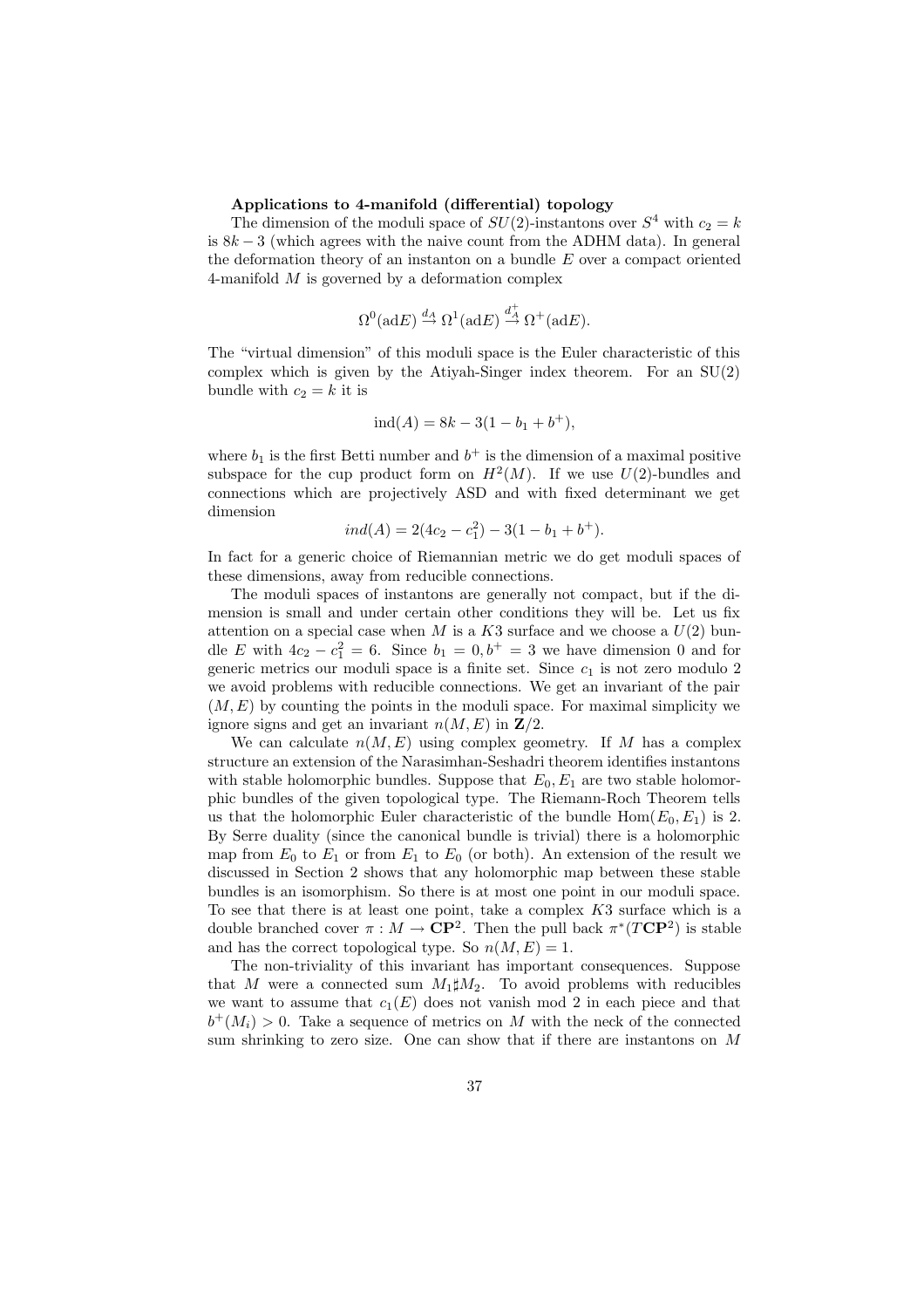**Applications to 4-manifold (differential) topology**

The dimension of the moduli space of $SU(2)$-instantons over $S^4$ with $c_2 = k$ is $8k - 3$ (which agrees with the naive count from the ADHM data). In general the deformation theory of an instanton on a bundle $E$ over a compact oriented 4-manifold $M$ is governed by a deformation complex

$$\Omega^0(\mathrm{ad}E) \stackrel{d_A}{\to} \Omega^1(\mathrm{ad}E) \stackrel{d_A^+}{\to} \Omega^+(\mathrm{ad}E).$$

The "virtual dimension" of this moduli space is the Euler characteristic of this complex which is given by the Atiyah-Singer index theorem. For an SU(2) bundle with $c_2 = k$ it is

$$\mathrm{ind}(A) = 8k - 3(1 - b_1 + b^+),$$

where $b_1$ is the first Betti number and $b^+$ is the dimension of a maximal positive subspace for the cup product form on $H^2(M)$. If we use $U(2)$-bundles and connections which are projectively ASD and with fixed determinant we get dimension

$$ind(A) = 2(4c_2 - c_1^2) - 3(1 - b_1 + b^+).$$

In fact for a generic choice of Riemannian metric we do get moduli spaces of these dimensions, away from reducible connections.

The moduli spaces of instantons are generally not compact, but if the dimension is small and under certain other conditions they will be. Let us fix attention on a special case when $M$ is a $K3$ surface and we choose a $U(2)$ bundle $E$ with $4c_2 - c_1^2 = 6$. Since $b_1 = 0, b^+ = 3$ we have dimension 0 and for generic metrics our moduli space is a finite set. Since $c_1$ is not zero modulo 2 we avoid problems with reducible connections. We get an invariant of the pair $(M, E)$ by counting the points in the moduli space. For maximal simplicity we ignore signs and get an invariant $n(M, E)$ in $\mathbf{Z}/2$.

We can calculate $n(M, E)$ using complex geometry. If $M$ has a complex structure an extension of the Narasimhan-Seshadri theorem identifies instantons with stable holomorphic bundles. Suppose that $E_0, E_1$ are two stable holomorphic bundles of the given topological type. The Riemann-Roch Theorem tells us that the holomorphic Euler characteristic of the bundle $\mathrm{Hom}(E_0, E_1)$ is 2. By Serre duality (since the canonical bundle is trivial) there is a holomorphic map from $E_0$ to $E_1$ or from $E_1$ to $E_0$ (or both). An extension of the result we discussed in Section 2 shows that any holomorphic map between these stable bundles is an isomorphism. So there is at most one point in our moduli space. To see that there is at least one point, take a complex $K3$ surface which is a double branched cover $\pi : M \to \mathbf{CP}^2$. Then the pull back $\pi^*(T\mathbf{CP}^2)$ is stable and has the correct topological type. So $n(M, E) = 1$.

The non-triviality of this invariant has important consequences. Suppose that $M$ were a connected sum $M_1 \sharp M_2$. To avoid problems with reducibles we want to assume that $c_1(E)$ does not vanish mod 2 in each piece and that $b^+(M_i) > 0$. Take a sequence of metrics on $M$ with the neck of the connected sum shrinking to zero size. One can show that if there are instantons on $M$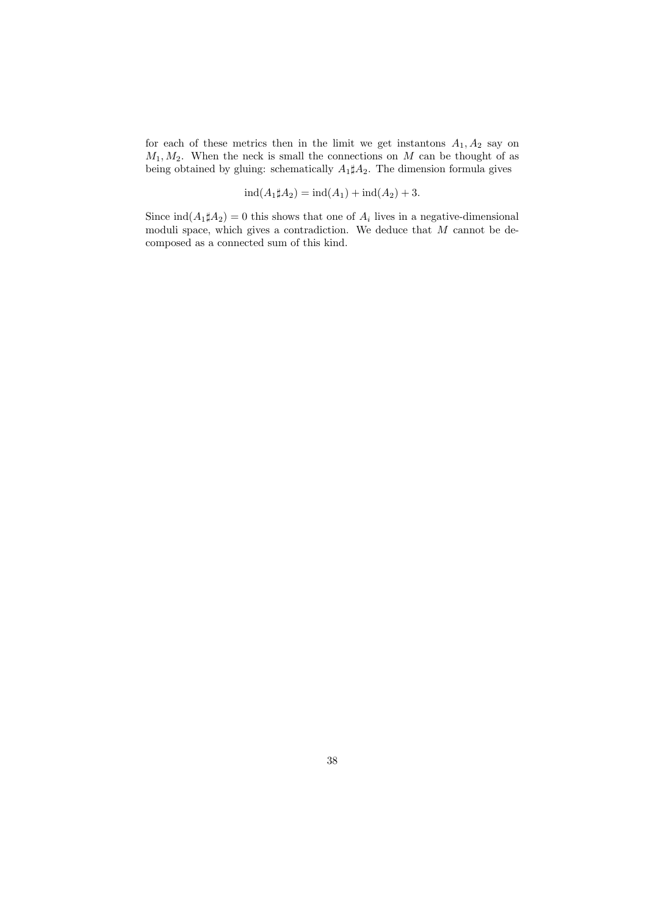for each of these metrics then in the limit we get instantons $A_1, A_2$ say on $M_1, M_2$. When the neck is small the connections on $M$ can be thought of as being obtained by gluing: schematically $A_1 \sharp A_2$. The dimension formula gives

$$\mathrm{ind}(A_1 \sharp A_2) = \mathrm{ind}(A_1) + \mathrm{ind}(A_2) + 3.$$

Since $\mathrm{ind}(A_1 \sharp A_2) = 0$ this shows that one of $A_i$ lives in a negative-dimensional moduli space, which gives a contradiction. We deduce that $M$ cannot be decomposed as a connected sum of this kind.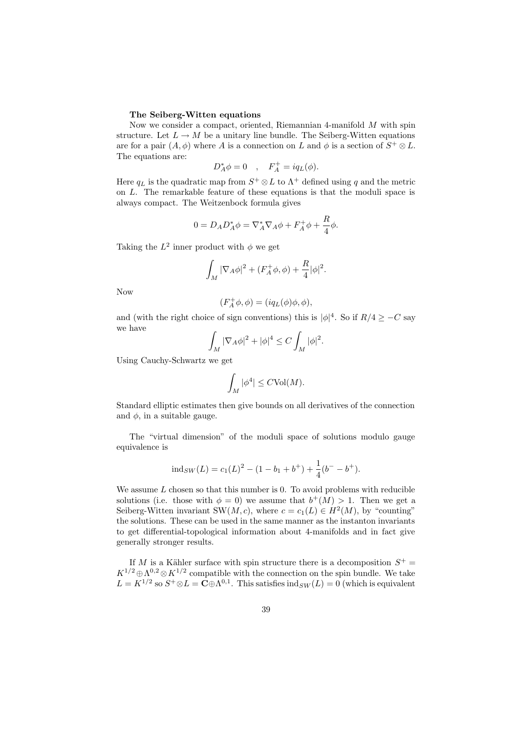**The Seiberg-Witten equations**

Now we consider a compact, oriented, Riemannian 4-manifold $M$ with spin structure. Let $L \to M$ be a unitary line bundle. The Seiberg-Witten equations are for a pair $(A, \phi)$ where $A$ is a connection on $L$ and $\phi$ is a section of $S^+ \otimes L$. The equations are:

$$D_A^* \phi = 0 \quad , \quad F_A^+ = i q_L(\phi).$$

Here $q_L$ is the quadratic map from $S^+ \otimes L$ to $\Lambda^+$ defined using $q$ and the metric on $L$. The remarkable feature of these equations is that the moduli space is always compact. The Weitzenbock formula gives

$$0 = D_A D_A^* \phi = \nabla_A^* \nabla_A \phi + F_A^+ \phi + \frac{R}{4} \phi.$$

Taking the $L^2$ inner product with $\phi$ we get

$$\int_M |\nabla_A \phi|^2 + (F_A^+ \phi, \phi) + \frac{R}{4} |\phi|^2.$$

Now

$$(F_A^+ \phi, \phi) = (i q_L(\phi)\phi, \phi),$$

and (with the right choice of sign conventions) this is $|\phi|^4$. So if $R/4 \geq -C$ say we have

$$\int_M |\nabla_A \phi|^2 + |\phi|^4 \leq C \int_M |\phi|^2.$$

Using Cauchy-Schwartz we get

$$\int_M |\phi^4| \leq C \mathrm{Vol}(M).$$

Standard elliptic estimates then give bounds on all derivatives of the connection and $\phi$, in a suitable gauge.

The "virtual dimension" of the moduli space of solutions modulo gauge equivalence is

$$\mathrm{ind}_{SW}(L) = c_1(L)^2 - (1 - b_1 + b^+) + \frac{1}{4}(b^- - b^+).$$

We assume $L$ chosen so that this number is 0. To avoid problems with reducible solutions (i.e. those with $\phi = 0$) we assume that $b^+(M) > 1$. Then we get a Seiberg-Witten invariant $\mathrm{SW}(M, c)$, where $c = c_1(L) \in H^2(M)$, by "counting" the solutions. These can be used in the same manner as the instanton invariants to get differential-topological information about 4-manifolds and in fact give generally stronger results.

If $M$ is a Kähler surface with spin structure there is a decomposition $S^+ = K^{1/2} \oplus \Lambda^{0,2} \otimes K^{1/2}$ compatible with the connection on the spin bundle. We take $L = K^{1/2}$ so $S^+ \otimes L = \mathbf{C} \oplus \Lambda^{0,1}$. This satisfies $\mathrm{ind}_{SW}(L) = 0$ (which is equivalent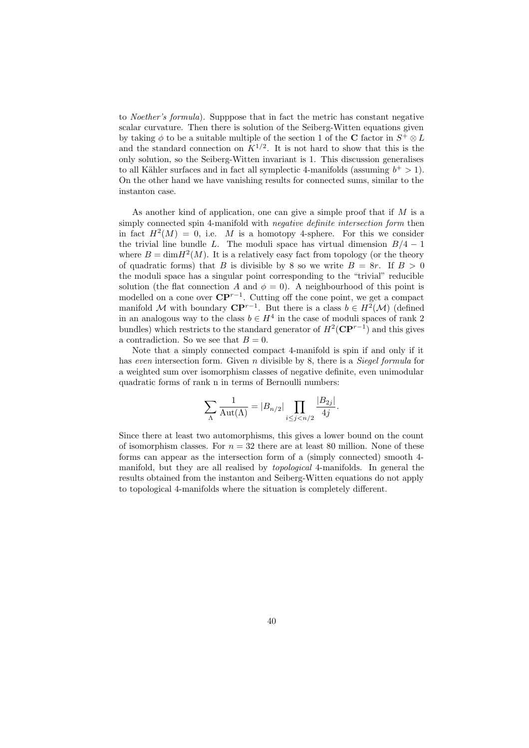to *Noether's formula*). Supppose that in fact the metric has constant negative scalar curvature. Then there is solution of the Seiberg-Witten equations given by taking $\phi$ to be a suitable multiple of the section 1 of the $\mathbf{C}$ factor in $S^+ \otimes L$ and the standard connection on $K^{1/2}$. It is not hard to show that this is the only solution, so the Seiberg-Witten invariant is 1. This discussion generalises to all Kähler surfaces and in fact all symplectic 4-manifolds (assuming $b^+ > 1$). On the other hand we have vanishing results for connected sums, similar to the instanton case.

As another kind of application, one can give a simple proof that if $M$ is a simply connected spin 4-manifold with *negative definite intersection form* then in fact $H^2(M) = 0$, i.e. $M$ is a homotopy 4-sphere. For this we consider the trivial line bundle $L$. The moduli space has virtual dimension $B/4 - 1$ where $B = \dim H^2(M)$. It is a relatively easy fact from topology (or the theory of quadratic forms) that $B$ is divisible by 8 so we write $B = 8r$. If $B > 0$ the moduli space has a singular point corresponding to the "trivial" reducible solution (the flat connection $A$ and $\phi = 0$). A neighbourhood of this point is modelled on a cone over $\mathbf{CP}^{r-1}$. Cutting off the cone point, we get a compact manifold $\mathcal{M}$ with boundary $\mathbf{CP}^{r-1}$. But there is a class $b \in H^2(\mathcal{M})$ (defined in an analogous way to the class $b \in H^4$ in the case of moduli spaces of rank 2 bundles) which restricts to the standard generator of $H^2(\mathbf{CP}^{r-1})$ and this gives a contradiction. So we see that $B = 0$.

Note that a simply connected compact 4-manifold is spin if and only if it has *even* intersection form. Given $n$ divisible by 8, there is a *Siegel formula* for a weighted sum over isomorphism classes of negative definite, even unimodular quadratic forms of rank n in terms of Bernoulli numbers:

$$\sum_{\Lambda} \frac{1}{\mathrm{Aut}(\Lambda)} = |B_{n/2}| \prod_{i \leq j < n/2} \frac{|B_{2j}|}{4j}.$$

Since there at least two automorphisms, this gives a lower bound on the count of isomorphism classes. For $n = 32$ there are at least 80 million. None of these forms can appear as the intersection form of a (simply connected) smooth 4-manifold, but they are all realised by *topological* 4-manifolds. In general the results obtained from the instanton and Seiberg-Witten equations do not apply to topological 4-manifolds where the situation is completely different.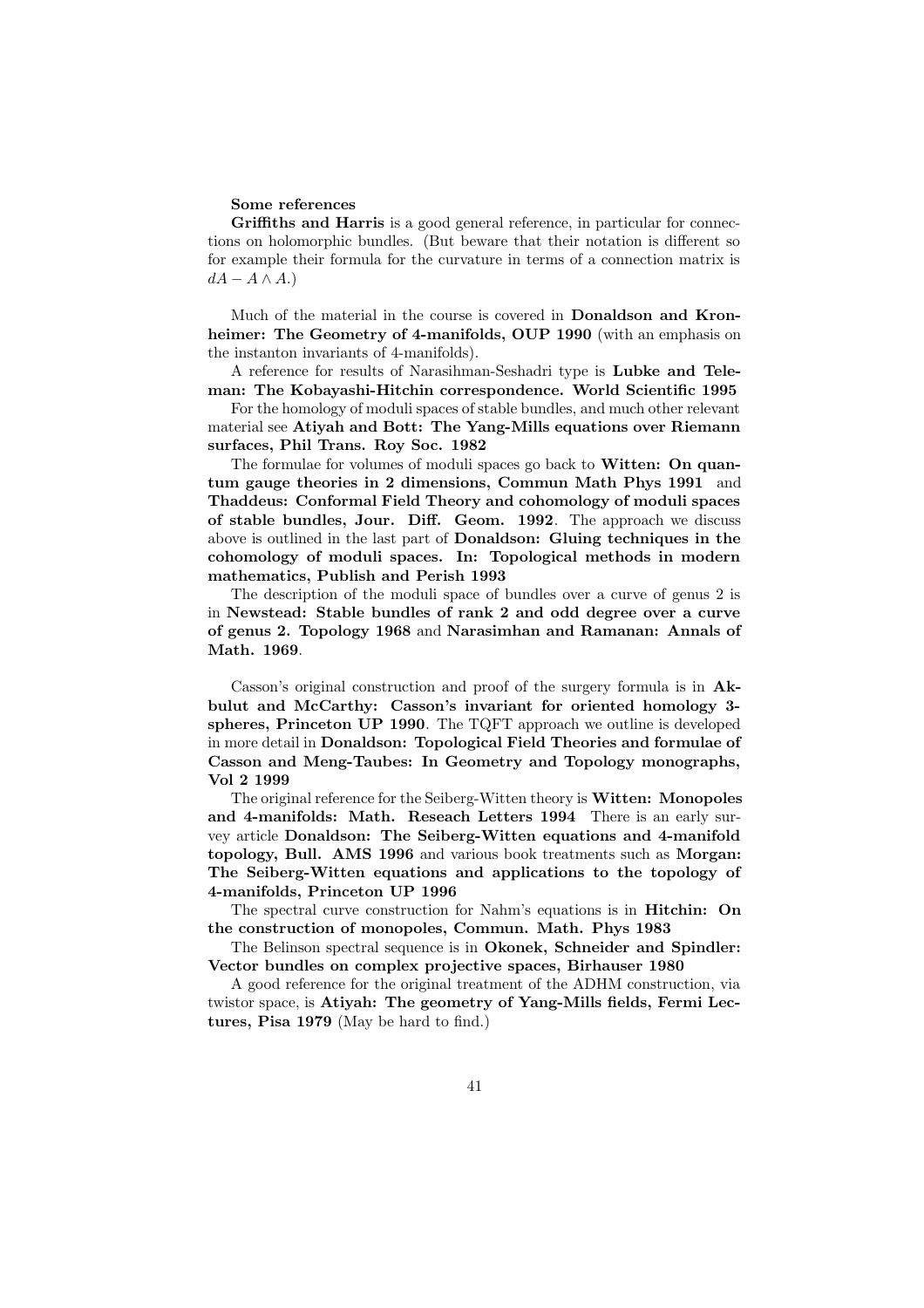**Some references**

**Griffiths and Harris** is a good general reference, in particular for connections on holomorphic bundles. (But beware that their notation is different so for example their formula for the curvature in terms of a connection matrix is $dA - A \wedge A$.)

Much of the material in the course is covered in **Donaldson and Kronheimer: The Geometry of 4-manifolds, OUP 1990** (with an emphasis on the instanton invariants of 4-manifolds).

A reference for results of Narasihman-Seshadri type is **Lubke and Teleman: The Kobayashi-Hitchin correspondence. World Scientific 1995**

For the homology of moduli spaces of stable bundles, and much other relevant material see **Atiyah and Bott: The Yang-Mills equations over Riemann surfaces, Phil Trans. Roy Soc. 1982**

The formulae for volumes of moduli spaces go back to **Witten: On quantum gauge theories in 2 dimensions, Commun Math Phys 1991** and **Thaddeus: Conformal Field Theory and cohomology of moduli spaces of stable bundles, Jour. Diff. Geom. 1992**. The approach we discuss above is outlined in the last part of **Donaldson: Gluing techniques in the cohomology of moduli spaces. In: Topological methods in modern mathematics, Publish and Perish 1993**

The description of the moduli space of bundles over a curve of genus 2 is in **Newstead: Stable bundles of rank 2 and odd degree over a curve of genus 2. Topology 1968** and **Narasimhan and Ramanan: Annals of Math. 1969**.

Casson's original construction and proof of the surgery formula is in **Akbulut and McCarthy: Casson's invariant for oriented homology 3-spheres, Princeton UP 1990**. The TQFT approach we outline is developed in more detail in **Donaldson: Topological Field Theories and formulae of Casson and Meng-Taubes: In Geometry and Topology monographs, Vol 2 1999**

The original reference for the Seiberg-Witten theory is **Witten: Monopoles and 4-manifolds: Math. Reseach Letters 1994** There is an early survey article **Donaldson: The Seiberg-Witten equations and 4-manifold topology, Bull. AMS 1996** and various book treatments such as **Morgan: The Seiberg-Witten equations and applications to the topology of 4-manifolds, Princeton UP 1996**

The spectral curve construction for Nahm's equations is in **Hitchin: On the construction of monopoles, Commun. Math. Phys 1983**

The Belinson spectral sequence is in **Okonek, Schneider and Spindler: Vector bundles on complex projective spaces, Birhauser 1980**

A good reference for the original treatment of the ADHM construction, via twistor space, is **Atiyah: The geometry of Yang-Mills fields, Fermi Lectures, Pisa 1979** (May be hard to find.)